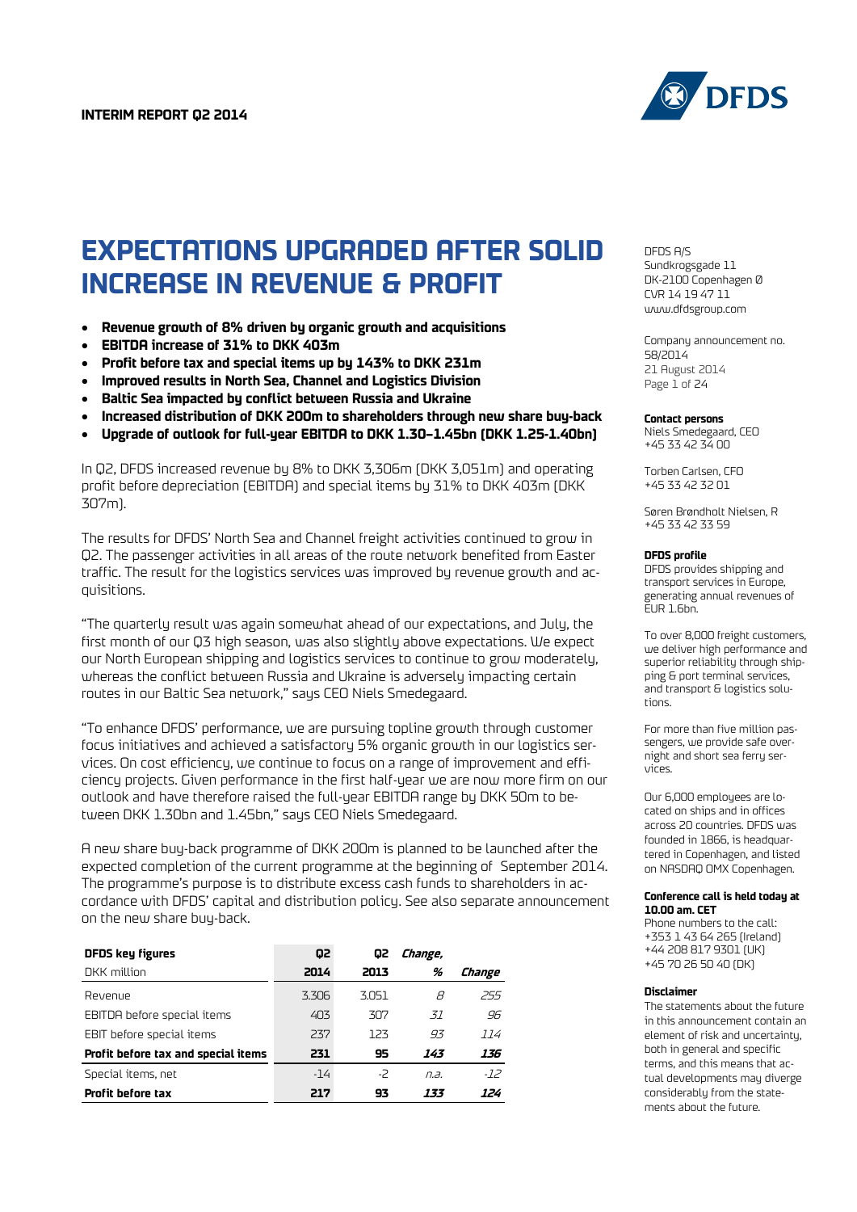**INTERIM REPORT Q2 2014**

# EXPECTATIONS UPGRADED AFTER SOLID INCREASE IN REVENUE & PROFIT

- **Revenue growth of 8% driven by organic growth and acquisitions**
- **EBITDA increase of 31% to DKK 403m**
- **Profit before tax and special items up by 143% to DKK 231m**
- **Improved results in North Sea, Channel and Logistics Division**
- **Baltic Sea impacted by conflict between Russia and Ukraine**
- **Increased distribution of DKK 200m to shareholders through new share buy-back**
- **Upgrade of outlook for full-year EBITDA to DKK 1.30–1.45bn (DKK 1.25-1.40bn)**

In Q2, DFDS increased revenue by 8% to DKK 3,306m (DKK 3,051m) and operating profit before depreciation (EBITDA) and special items by 31% to DKK 403m (DKK 307m).

The results for DFDS' North Sea and Channel freight activities continued to grow in Q2. The passenger activities in all areas of the route network benefited from Easter traffic. The result for the logistics services was improved by revenue growth and acquisitions.

"The quarterly result was again somewhat ahead of our expectations, and July, the first month of our Q3 high season, was also slightly above expectations. We expect our North European shipping and logistics services to continue to grow moderately, whereas the conflict between Russia and Ukraine is adversely impacting certain routes in our Baltic Sea network," says CEO Niels Smedegaard.

"To enhance DFDS' performance, we are pursuing topline growth through customer focus initiatives and achieved a satisfactory 5% organic growth in our logistics services. On cost efficiency, we continue to focus on a range of improvement and efficiency projects. Given performance in the first half-year we are now more firm on our outlook and have therefore raised the full-year EBITDA range by DKK 50m to between DKK 1.30bn and 1.45bn," says CEO Niels Smedegaard.

A new share buy-back programme of DKK 200m is planned to be launched after the expected completion of the current programme at the beginning of September 2014. The programme's purpose is to distribute excess cash funds to shareholders in accordance with DFDS' capital and distribution policy. See also separate announcement on the new share buy-back.

| **DFDS key figures** DKK million | **Q2 2014** | **Q2 2013** | ***Change, %*** | ***Change*** |
|---|---|---|---|---|
| Revenue | 3,306 | 3,051 | *8* | *255* |
| EBITDA before special items | 403 | 307 | *31* | *96* |
| EBIT before special items | 237 | 123 | *93* | *114* |
| **Profit before tax and special items** | **231** | **95** | ***143*** | ***136*** |
| Special items, net | -14 | -2 | *n.a.* | *-12* |
| **Profit before tax** | **217** | **93** | ***133*** | ***124*** |

DFDS A/S
Sundkrogsgade 11
DK-2100 Copenhagen Ø
CVR 14 19 47 11
www.dfdsgroup.com

Company announcement no. 58/2014
21 August 2014

**Contact persons**
Niels Smedegaard, CEO
+45 33 42 34 00

Torben Carlsen, CFO
+45 33 42 32 01

Søren Brøndholt Nielsen, R
+45 33 42 33 59

**DFDS profile**
DFDS provides shipping and transport services in Europe, generating annual revenues of EUR 1.6bn.

To over 8,000 freight customers, we deliver high performance and superior reliability through shipping & port terminal services, and transport & logistics solutions.

For more than five million passengers, we provide safe overnight and short sea ferry services.

Our 6,000 employees are located on ships and in offices across 20 countries. DFDS was founded in 1866, is headquartered in Copenhagen, and listed on NASDAQ OMX Copenhagen.

**Conference call is held today at 10.00 am. CET**
Phone numbers to the call:
+353 1 43 64 265 (Ireland)
+44 208 817 9301 (UK)
+45 70 26 50 40 (DK)

**Disclaimer**
The statements about the future in this announcement contain an element of risk and uncertainty, both in general and specific terms, and this means that actual developments may diverge considerably from the statements about the future.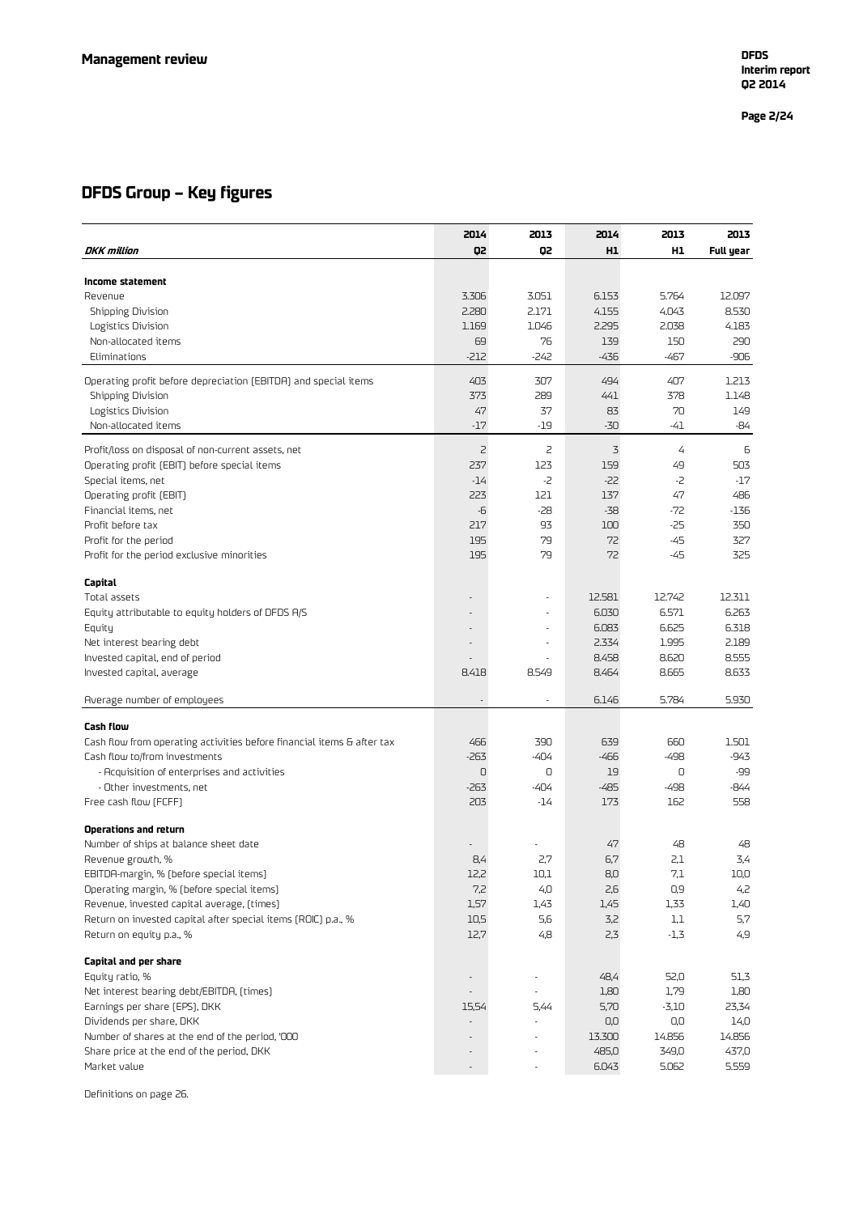## DFDS Group – Key figures

| *DKK million* | 2014 Q2 | 2013 Q2 | 2014 H1 | 2013 H1 | 2013 Full year |
|---|---|---|---|---|---|
| **Income statement** | | | | | |
| Revenue | 3.306 | 3.051 | 6.153 | 5.764 | 12.097 |
| Shipping Division | 2.280 | 2.171 | 4.155 | 4.043 | 8.530 |
| Logistics Division | 1.169 | 1.046 | 2.295 | 2.038 | 4.183 |
| Non-allocated items | 69 | 76 | 139 | 150 | 290 |
| Eliminations | -212 | -242 | -436 | -467 | -906 |
| Operating profit before depreciation (EBITDA) and special items | 403 | 307 | 494 | 407 | 1.213 |
| Shipping Division | 373 | 289 | 441 | 378 | 1.148 |
| Logistics Division | 47 | 37 | 83 | 70 | 149 |
| Non-allocated items | -17 | -19 | -30 | -41 | -84 |
| Profit/loss on disposal of non-current assets, net | 2 | 2 | 3 | 4 | 6 |
| Operating profit (EBIT) before special items | 237 | 123 | 159 | 49 | 503 |
| Special items, net | -14 | -2 | -22 | -2 | -17 |
| Operating profit (EBIT) | 223 | 121 | 137 | 47 | 486 |
| Financial items, net | -6 | -28 | -38 | -72 | -136 |
| Profit before tax | 217 | 93 | 100 | -25 | 350 |
| Profit for the period | 195 | 79 | 72 | -45 | 327 |
| Profit for the period exclusive minorities | 195 | 79 | 72 | -45 | 325 |
| **Capital** | | | | | |
| Total assets | - | - | 12.581 | 12.742 | 12.311 |
| Equity attributable to equity holders of DFDS A/S | - | - | 6.030 | 6.571 | 6.263 |
| Equity | - | - | 6.083 | 6.625 | 6.318 |
| Net interest bearing debt | - | - | 2.334 | 1.995 | 2.189 |
| Invested capital, end of period | - | - | 8.458 | 8.620 | 8.555 |
| Invested capital, average | 8.418 | 8.549 | 8.464 | 8.665 | 8.633 |
| Average number of employees | - | - | 6.146 | 5.784 | 5.930 |
| **Cash flow** | | | | | |
| Cash flow from operating activities before financial items & after tax | 466 | 390 | 639 | 660 | 1.501 |
| Cash flow to/from investments | -263 | -404 | -466 | -498 | -943 |
| - Acquisition of enterprises and activities | 0 | 0 | 19 | 0 | -99 |
| - Other investments, net | -263 | -404 | -485 | -498 | -844 |
| Free cash flow (FCFF) | 203 | -14 | 173 | 162 | 558 |
| **Operations and return** | | | | | |
| Number of ships at balance sheet date | - | - | 47 | 48 | 48 |
| Revenue growth, % | 8,4 | 2,7 | 6,7 | 2,1 | 3,4 |
| EBITDA-margin, % (before special items) | 12,2 | 10,1 | 8,0 | 7,1 | 10,0 |
| Operating margin, % (before special items) | 7,2 | 4,0 | 2,6 | 0,9 | 4,2 |
| Revenue, invested capital average, (times) | 1,57 | 1,43 | 1,45 | 1,33 | 1,40 |
| Return on invested capital after special items (ROIC) p.a., % | 10,5 | 5,6 | 3,2 | 1,1 | 5,7 |
| Return on equity p.a., % | 12,7 | 4,8 | 2,3 | -1,3 | 4,9 |
| **Capital and per share** | | | | | |
| Equity ratio, % | - | - | 48,4 | 52,0 | 51,3 |
| Net interest bearing debt/EBITDA, (times) | - | - | 1,80 | 1,79 | 1,80 |
| Earnings per share (EPS), DKK | 15,54 | 5,44 | 5,70 | -3,10 | 23,34 |
| Dividends per share, DKK | - | - | 0,0 | 0,0 | 14,0 |
| Number of shares at the end of the period, '000 | - | - | 13.300 | 14.856 | 14.856 |
| Share price at the end of the period, DKK | - | - | 485,0 | 349,0 | 437,0 |
| Market value | - | - | 6.043 | 5.062 | 5.559 |

Definitions on page 26.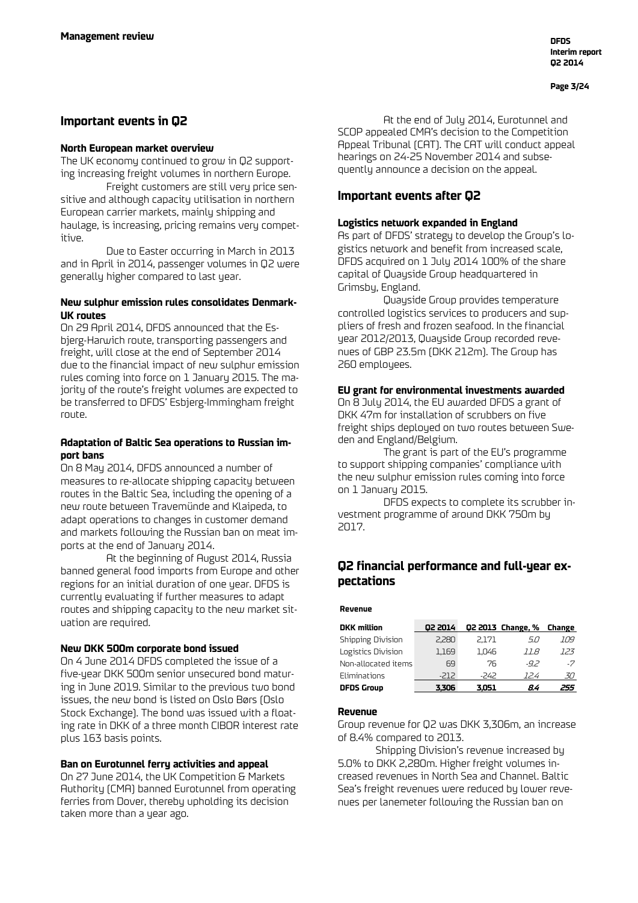## Important events in Q2

### North European market overview

The UK economy continued to grow in Q2 supporting increasing freight volumes in northern Europe.

Freight customers are still very price sensitive and although capacity utilisation in northern European carrier markets, mainly shipping and haulage, is increasing, pricing remains very competitive.

Due to Easter occurring in March in 2013 and in April in 2014, passenger volumes in Q2 were generally higher compared to last year.

### New sulphur emission rules consolidates Denmark-UK routes

On 29 April 2014, DFDS announced that the Esbjerg-Harwich route, transporting passengers and freight, will close at the end of September 2014 due to the financial impact of new sulphur emission rules coming into force on 1 January 2015. The majority of the route's freight volumes are expected to be transferred to DFDS' Esbjerg-Immingham freight route.

### Adaptation of Baltic Sea operations to Russian import bans

On 8 May 2014, DFDS announced a number of measures to re-allocate shipping capacity between routes in the Baltic Sea, including the opening of a new route between Travemünde and Klaipeda, to adapt operations to changes in customer demand and markets following the Russian ban on meat imports at the end of January 2014.

At the beginning of August 2014, Russia banned general food imports from Europe and other regions for an initial duration of one year. DFDS is currently evaluating if further measures to adapt routes and shipping capacity to the new market situation are required.

### New DKK 500m corporate bond issued

On 4 June 2014 DFDS completed the issue of a five-year DKK 500m senior unsecured bond maturing in June 2019. Similar to the previous two bond issues, the new bond is listed on Oslo Børs (Oslo Stock Exchange). The bond was issued with a floating rate in DKK of a three month CIBOR interest rate plus 163 basis points.

### Ban on Eurotunnel ferry activities and appeal

On 27 June 2014, the UK Competition & Markets Authority (CMA) banned Eurotunnel from operating ferries from Dover, thereby upholding its decision taken more than a year ago.

At the end of July 2014, Eurotunnel and SCOP appealed CMA's decision to the Competition Appeal Tribunal (CAT). The CAT will conduct appeal hearings on 24-25 November 2014 and subsequently announce a decision on the appeal.

## Important events after Q2

### Logistics network expanded in England

As part of DFDS' strategy to develop the Group's logistics network and benefit from increased scale, DFDS acquired on 1 July 2014 100% of the share capital of Quayside Group headquartered in Grimsby, England.

Quayside Group provides temperature controlled logistics services to producers and suppliers of fresh and frozen seafood. In the financial year 2012/2013, Quayside Group recorded revenues of GBP 23.5m (DKK 212m). The Group has 260 employees.

### EU grant for environmental investments awarded

On 8 July 2014, the EU awarded DFDS a grant of DKK 47m for installation of scrubbers on five freight ships deployed on two routes between Sweden and England/Belgium.

The grant is part of the EU's programme to support shipping companies' compliance with the new sulphur emission rules coming into force on 1 January 2015.

DFDS expects to complete its scrubber investment programme of around DKK 750m by 2017.

## Q2 financial performance and full-year expectations

**Revenue**

| DKK million | Q2 2014 | Q2 2013 | Change, % | Change |
|---|---|---|---|---|
| Shipping Division | 2,280 | 2,171 | *5.0* | *109* |
| Logistics Division | 1,169 | 1,046 | *11.8* | *123* |
| Non-allocated items | 69 | 76 | *-9.2* | *-7* |
| Eliminations | -212 | -242 | *12.4* | *30* |
| **DFDS Group** | **3,306** | **3,051** | ***8.4*** | ***255*** |

### Revenue

Group revenue for Q2 was DKK 3,306m, an increase of 8.4% compared to 2013.

Shipping Division's revenue increased by 5.0% to DKK 2,280m. Higher freight volumes increased revenues in North Sea and Channel. Baltic Sea's freight revenues were reduced by lower revenues per lanemeter following the Russian ban on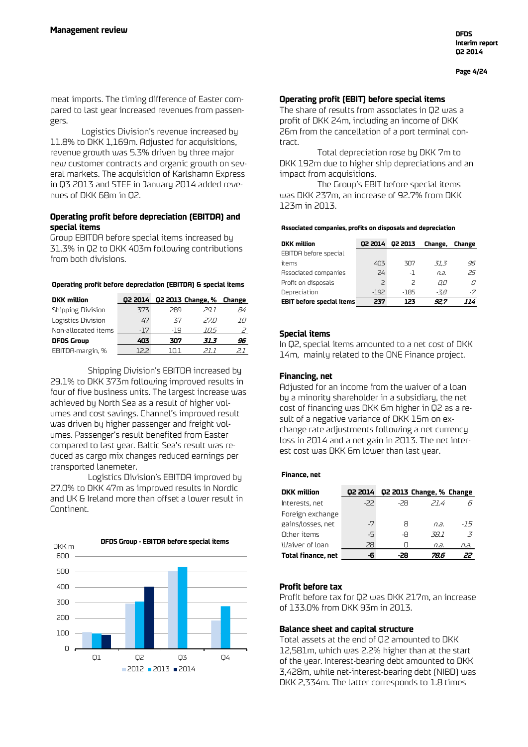meat imports. The timing difference of Easter compared to last year increased revenues from passengers.

Logistics Division's revenue increased by 11.8% to DKK 1,169m. Adjusted for acquisitions, revenue growth was 5.3% driven by three major new customer contracts and organic growth on several markets. The acquisition of Karlshamn Express in Q3 2013 and STEF in January 2014 added revenues of DKK 68m in Q2.

### Operating profit before depreciation (EBITDA) and special items

Group EBITDA before special items increased by 31.3% in Q2 to DKK 403m following contributions from both divisions.

**Operating profit before depreciation (EBITDA) & special items**

| DKK million | Q2 2014 | Q2 2013 | Change, % | Change |
|---|---|---|---|---|
| Shipping Division | 373 | 289 | 29.1 | 84 |
| Logistics Division | 47 | 37 | 27.0 | 10 |
| Non-allocated items | -17 | -19 | 10.5 | 2 |
| **DFDS Group** | **403** | **307** | **31.3** | **96** |
| EBITDA-margin, % | 12.2 | 10.1 | 21.1 | 2.1 |

Shipping Division's EBITDA increased by 29.1% to DKK 373m following improved results in four of five business units. The largest increase was achieved by North Sea as a result of higher volumes and cost savings. Channel's improved result was driven by higher passenger and freight volumes. Passenger's result benefited from Easter compared to last year. Baltic Sea's result was reduced as cargo mix changes reduced earnings per transported lanemeter.

Logistics Division's EBITDA improved by 27.0% to DKK 47m as improved results in Nordic and UK & Ireland more than offset a lower result in Continent.

**DFDS Group - EBITDA before special items**

DKK m

| | 2012 | 2013 | 2014 |
|---|---|---|---|
| Q1 | | | |
| Q2 | | | |
| Q3 | | | |
| Q4 | | | |

### Operating profit (EBIT) before special items

The share of results from associates in Q2 was a profit of DKK 24m, including an income of DKK 26m from the cancellation of a port terminal contract.

Total depreciation rose by DKK 7m to DKK 192m due to higher ship depreciations and an impact from acquisitions.

The Group's EBIT before special items was DKK 237m, an increase of 92.7% from DKK 123m in 2013.

**Associated companies, profits on disposals and depreciation**

| DKK million | Q2 2014 | Q2 2013 | Change, | Change |
|---|---|---|---|---|
| EBITDA before special items | 403 | 307 | 31.3 | 96 |
| Associated companies | 24 | -1 | n.a. | 25 |
| Profit on disposals | 2 | 2 | 0.0 | 0 |
| Depreciation | -192 | -185 | -3.8 | -7 |
| **EBIT before special items** | **237** | **123** | **92.7** | **114** |

### Special items

In Q2, special items amounted to a net cost of DKK 14m, mainly related to the ONE Finance project.

### Financing, net

Adjusted for an income from the waiver of a loan by a minority shareholder in a subsidiary, the net cost of financing was DKK 6m higher in Q2 as a result of a negative variance of DKK 15m on exchange rate adjustments following a net currency loss in 2014 and a net gain in 2013. The net interest cost was DKK 6m lower than last year.

**Finance, net**

| DKK million | Q2 2014 | Q2 2013 | Change, % | Change |
|---|---|---|---|---|
| Interests, net | -22 | -28 | 21.4 | 6 |
| Foreign exchange gains/losses, net | -7 | 8 | n.a. | -15 |
| Other items | -5 | -8 | 38.1 | 3 |
| Waiver of loan | 28 | 0 | n.a. | n.a. |
| **Total finance, net** | **-6** | **-28** | **78.6** | **22** |

### Profit before tax

Profit before tax for Q2 was DKK 217m, an increase of 133.0% from DKK 93m in 2013.

### Balance sheet and capital structure

Total assets at the end of Q2 amounted to DKK 12,581m, which was 2.2% higher than at the start of the year. Interest-bearing debt amounted to DKK 3,428m, while net-interest-bearing debt (NIBD) was DKK 2,334m. The latter corresponds to 1.8 times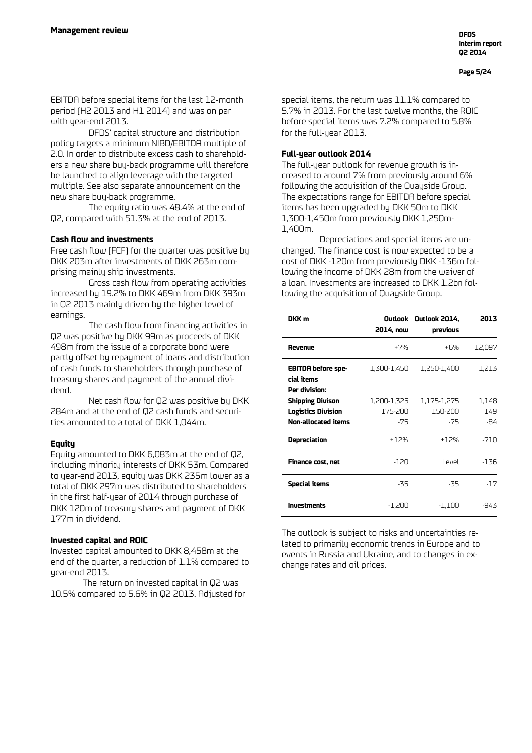EBITDA before special items for the last 12-month period (H2 2013 and H1 2014) and was on par with year-end 2013.

DFDS' capital structure and distribution policy targets a minimum NIBD/EBITDA multiple of 2.0. In order to distribute excess cash to shareholders a new share buy-back programme will therefore be launched to align leverage with the targeted multiple. See also separate announcement on the new share buy-back programme.

The equity ratio was 48.4% at the end of Q2, compared with 51.3% at the end of 2013.

**Cash flow and investments**

Free cash flow (FCF) for the quarter was positive by DKK 203m after investments of DKK 263m comprising mainly ship investments.

Gross cash flow from operating activities increased by 19.2% to DKK 469m from DKK 393m in Q2 2013 mainly driven by the higher level of earnings.

The cash flow from financing activities in Q2 was positive by DKK 99m as proceeds of DKK 498m from the issue of a corporate bond were partly offset by repayment of loans and distribution of cash funds to shareholders through purchase of treasury shares and payment of the annual dividend.

Net cash flow for Q2 was positive by DKK 284m and at the end of Q2 cash funds and securities amounted to a total of DKK 1,044m.

**Equity**

Equity amounted to DKK 6,083m at the end of Q2, including minority interests of DKK 53m. Compared to year-end 2013, equity was DKK 235m lower as a total of DKK 297m was distributed to shareholders in the first half-year of 2014 through purchase of DKK 120m of treasury shares and payment of DKK 177m in dividend.

**Invested capital and ROIC**

Invested capital amounted to DKK 8,458m at the end of the quarter, a reduction of 1.1% compared to year-end 2013.

The return on invested capital in Q2 was 10.5% compared to 5.6% in Q2 2013. Adjusted for special items, the return was 11.1% compared to 5.7% in 2013. For the last twelve months, the ROIC before special items was 7.2% compared to 5.8% for the full-year 2013.

**Full-year outlook 2014**

The full-year outlook for revenue growth is increased to around 7% from previously around 6% following the acquisition of the Quayside Group. The expectations range for EBITDA before special items has been upgraded by DKK 50m to DKK 1,300-1,450m from previously DKK 1,250m-1,400m.

Depreciations and special items are unchanged. The finance cost is now expected to be a cost of DKK -120m from previously DKK -136m following the income of DKK 28m from the waiver of a loan. Investments are increased to DKK 1.2bn following the acquisition of Quayside Group.

| DKK m | Outlook 2014, now | Outlook 2014, previous | 2013 |
|---|---|---|---|
| **Revenue** | +7% | +6% | 12,097 |
| **EBITDA before special items** | 1,300-1,450 | 1,250-1,400 | 1,213 |
| **Per division:** | | | |
| **Shipping Divison** | 1,200-1,325 | 1,175-1,275 | 1,148 |
| **Logistics Division** | 175-200 | 150-200 | 149 |
| **Non-allocated items** | -75 | -75 | -84 |
| **Depreciation** | +12% | +12% | -710 |
| **Finance cost, net** | -120 | Level | -136 |
| **Special items** | -35 | -35 | -17 |
| **Investments** | -1,200 | -1,100 | -943 |

The outlook is subject to risks and uncertainties related to primarily economic trends in Europe and to events in Russia and Ukraine, and to changes in exchange rates and oil prices.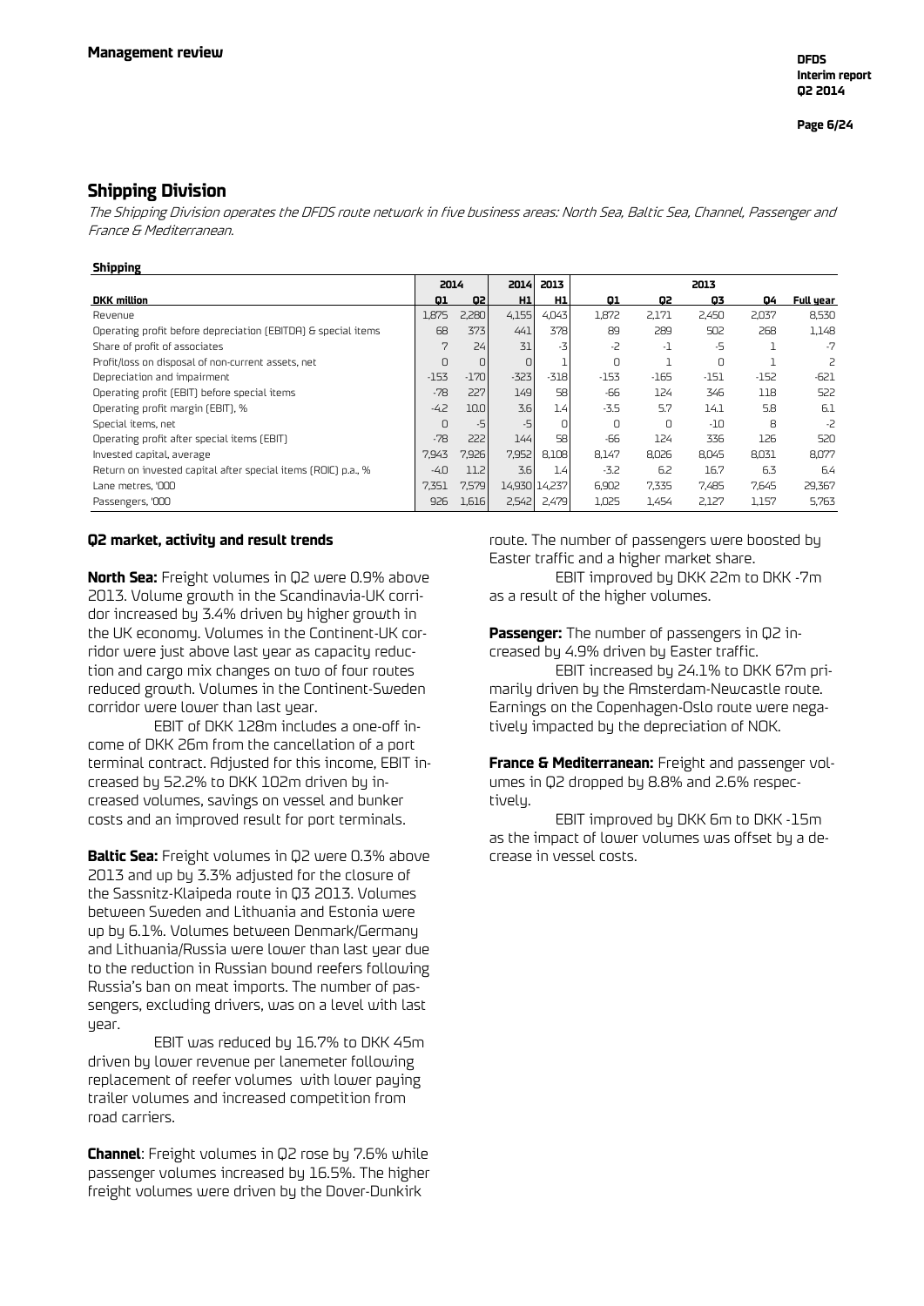## Shipping Division

*The Shipping Division operates the DFDS route network in five business areas: North Sea, Baltic Sea, Channel, Passenger and France & Mediterranean.*

**Shipping**

| | 2014 | | 2014 | 2013 | 2013 | | | | |
|---|---|---|---|---|---|---|---|---|---|
| **DKK million** | **Q1** | **Q2** | **H1** | **H1** | **Q1** | **Q2** | **Q3** | **Q4** | **Full year** |
| Revenue | 1,875 | 2,280 | 4,155 | 4,043 | 1,872 | 2,171 | 2,450 | 2,037 | 8,530 |
| Operating profit before depreciation (EBITDA) & special items | 68 | 373 | 441 | 378 | 89 | 289 | 502 | 268 | 1,148 |
| Share of profit of associates | 7 | 24 | 31 | -3 | -2 | -1 | -5 | 1 | -7 |
| Profit/loss on disposal of non-current assets, net | 0 | 0 | 0 | 1 | 0 | 1 | 0 | 1 | 2 |
| Depreciation and impairment | -153 | -170 | -323 | -318 | -153 | -165 | -151 | -152 | -621 |
| Operating profit (EBIT) before special items | -78 | 227 | 149 | 58 | -66 | 124 | 346 | 118 | 522 |
| Operating profit margin (EBIT), % | -4.2 | 10.0 | 3.6 | 1.4 | -3.5 | 5.7 | 14.1 | 5.8 | 6.1 |
| Special items, net | 0 | -5 | -5 | 0 | 0 | 0 | -10 | 8 | -2 |
| Operating profit after special items (EBIT) | -78 | 222 | 144 | 58 | -66 | 124 | 336 | 126 | 520 |
| Invested capital, average | 7,943 | 7,926 | 7,952 | 8,108 | 8,147 | 8,026 | 8,045 | 8,031 | 8,077 |
| Return on invested capital after special items (ROIC) p.a., % | -4.0 | 11.2 | 3.6 | 1.4 | -3.2 | 6.2 | 16.7 | 6.3 | 6.4 |
| Lane metres, '000 | 7,351 | 7,579 | 14,930 | 14,237 | 6,902 | 7,335 | 7,485 | 7,645 | 29,367 |
| Passengers, '000 | 926 | 1,616 | 2,542 | 2,479 | 1,025 | 1,454 | 2,127 | 1,157 | 5,763 |

### Q2 market, activity and result trends

**North Sea:** Freight volumes in Q2 were 0.9% above 2013. Volume growth in the Scandinavia-UK corridor increased by 3.4% driven by higher growth in the UK economy. Volumes in the Continent-UK corridor were just above last year as capacity reduction and cargo mix changes on two of four routes reduced growth. Volumes in the Continent-Sweden corridor were lower than last year.

EBIT of DKK 128m includes a one-off income of DKK 26m from the cancellation of a port terminal contract. Adjusted for this income, EBIT increased by 52.2% to DKK 102m driven by increased volumes, savings on vessel and bunker costs and an improved result for port terminals.

**Baltic Sea:** Freight volumes in Q2 were 0.3% above 2013 and up by 3.3% adjusted for the closure of the Sassnitz-Klaipeda route in Q3 2013. Volumes between Sweden and Lithuania and Estonia were up by 6.1%. Volumes between Denmark/Germany and Lithuania/Russia were lower than last year due to the reduction in Russian bound reefers following Russia's ban on meat imports. The number of passengers, excluding drivers, was on a level with last year.

EBIT was reduced by 16.7% to DKK 45m driven by lower revenue per lanemeter following replacement of reefer volumes with lower paying trailer volumes and increased competition from road carriers.

**Channel**: Freight volumes in Q2 rose by 7.6% while passenger volumes increased by 16.5%. The higher freight volumes were driven by the Dover-Dunkirk route. The number of passengers were boosted by Easter traffic and a higher market share.

EBIT improved by DKK 22m to DKK -7m as a result of the higher volumes.

**Passenger:** The number of passengers in Q2 increased by 4.9% driven by Easter traffic.

EBIT increased by 24.1% to DKK 67m primarily driven by the Amsterdam-Newcastle route. Earnings on the Copenhagen-Oslo route were negatively impacted by the depreciation of NOK.

**France & Mediterranean:** Freight and passenger volumes in Q2 dropped by 8.8% and 2.6% respectively.

EBIT improved by DKK 6m to DKK -15m as the impact of lower volumes was offset by a decrease in vessel costs.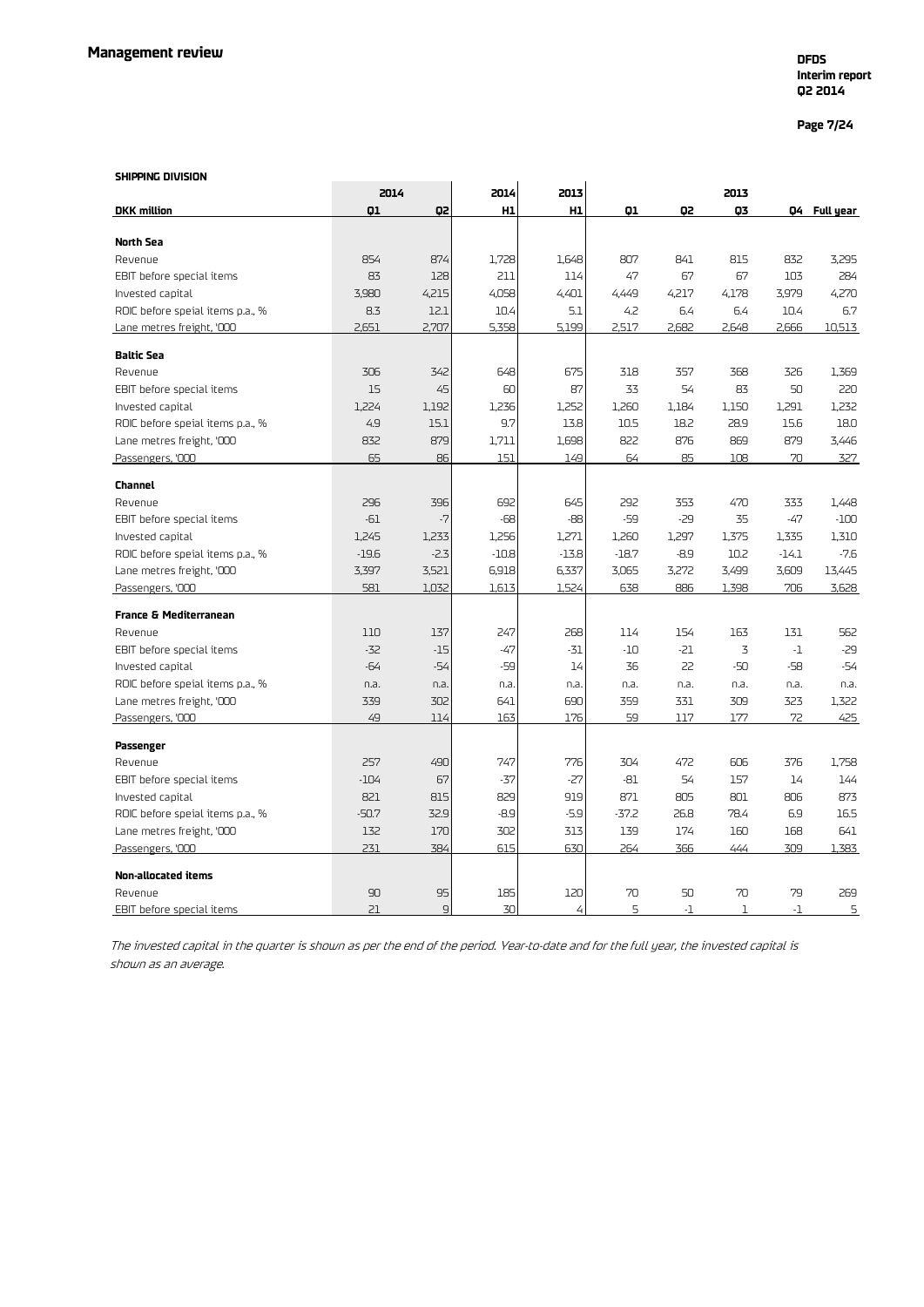## Management review

**SHIPPING DIVISION**

| DKK million | 2014 Q1 | 2014 Q2 | 2014 H1 | 2013 H1 | 2013 Q1 | 2013 Q2 | 2013 Q3 | 2013 Q4 | 2013 Full year |
|---|---|---|---|---|---|---|---|---|---|
| **North Sea** | | | | | | | | | |
| Revenue | 854 | 874 | 1,728 | 1,648 | 807 | 841 | 815 | 832 | 3,295 |
| EBIT before special items | 83 | 128 | 211 | 114 | 47 | 67 | 67 | 103 | 284 |
| Invested capital | 3,980 | 4,215 | 4,058 | 4,401 | 4,449 | 4,217 | 4,178 | 3,979 | 4,270 |
| ROIC before speial items p.a., % | 8.3 | 12.1 | 10.4 | 5.1 | 4.2 | 6.4 | 6.4 | 10.4 | 6.7 |
| Lane metres freight, '000 | 2,651 | 2,707 | 5,358 | 5,199 | 2,517 | 2,682 | 2,648 | 2,666 | 10,513 |
| **Baltic Sea** | | | | | | | | | |
| Revenue | 306 | 342 | 648 | 675 | 318 | 357 | 368 | 326 | 1,369 |
| EBIT before special items | 15 | 45 | 60 | 87 | 33 | 54 | 83 | 50 | 220 |
| Invested capital | 1,224 | 1,192 | 1,236 | 1,252 | 1,260 | 1,184 | 1,150 | 1,291 | 1,232 |
| ROIC before speial items p.a., % | 4.9 | 15.1 | 9.7 | 13.8 | 10.5 | 18.2 | 28.9 | 15.6 | 18.0 |
| Lane metres freight, '000 | 832 | 879 | 1,711 | 1,698 | 822 | 876 | 869 | 879 | 3,446 |
| Passengers, '000 | 65 | 86 | 151 | 149 | 64 | 85 | 108 | 70 | 327 |
| **Channel** | | | | | | | | | |
| Revenue | 296 | 396 | 692 | 645 | 292 | 353 | 470 | 333 | 1,448 |
| EBIT before special items | -61 | -7 | -68 | -88 | -59 | -29 | 35 | -47 | -100 |
| Invested capital | 1,245 | 1,233 | 1,256 | 1,271 | 1,260 | 1,297 | 1,375 | 1,335 | 1,310 |
| ROIC before speial items p.a., % | -19.6 | -2.3 | -10.8 | -13.8 | -18.7 | -8.9 | 10.2 | -14.1 | -7.6 |
| Lane metres freight, '000 | 3,397 | 3,521 | 6,918 | 6,337 | 3,065 | 3,272 | 3,499 | 3,609 | 13,445 |
| Passengers, '000 | 581 | 1,032 | 1,613 | 1,524 | 638 | 886 | 1,398 | 706 | 3,628 |
| **France & Mediterranean** | | | | | | | | | |
| Revenue | 110 | 137 | 247 | 268 | 114 | 154 | 163 | 131 | 562 |
| EBIT before special items | -32 | -15 | -47 | -31 | -10 | -21 | 3 | -1 | -29 |
| Invested capital | -64 | -54 | -59 | 14 | 36 | 22 | -50 | -58 | -54 |
| ROIC before speial items p.a., % | n.a. | n.a. | n.a. | n.a. | n.a. | n.a. | n.a. | n.a. | n.a. |
| Lane metres freight, '000 | 339 | 302 | 641 | 690 | 359 | 331 | 309 | 323 | 1,322 |
| Passengers, '000 | 49 | 114 | 163 | 176 | 59 | 117 | 177 | 72 | 425 |
| **Passenger** | | | | | | | | | |
| Revenue | 257 | 490 | 747 | 776 | 304 | 472 | 606 | 376 | 1,758 |
| EBIT before special items | -104 | 67 | -37 | -27 | -81 | 54 | 157 | 14 | 144 |
| Invested capital | 821 | 815 | 829 | 919 | 871 | 805 | 801 | 806 | 873 |
| ROIC before speial items p.a., % | -50.7 | 32.9 | -8.9 | -5.9 | -37.2 | 26.8 | 78.4 | 6.9 | 16.5 |
| Lane metres freight, '000 | 132 | 170 | 302 | 313 | 139 | 174 | 160 | 168 | 641 |
| Passengers, '000 | 231 | 384 | 615 | 630 | 264 | 366 | 444 | 309 | 1,383 |
| **Non-allocated items** | | | | | | | | | |
| Revenue | 90 | 95 | 185 | 120 | 70 | 50 | 70 | 79 | 269 |
| EBIT before special items | 21 | 9 | 30 | 4 | 5 | -1 | 1 | -1 | 5 |

*The invested capital in the quarter is shown as per the end of the period. Year-to-date and for the full year, the invested capital is shown as an average.*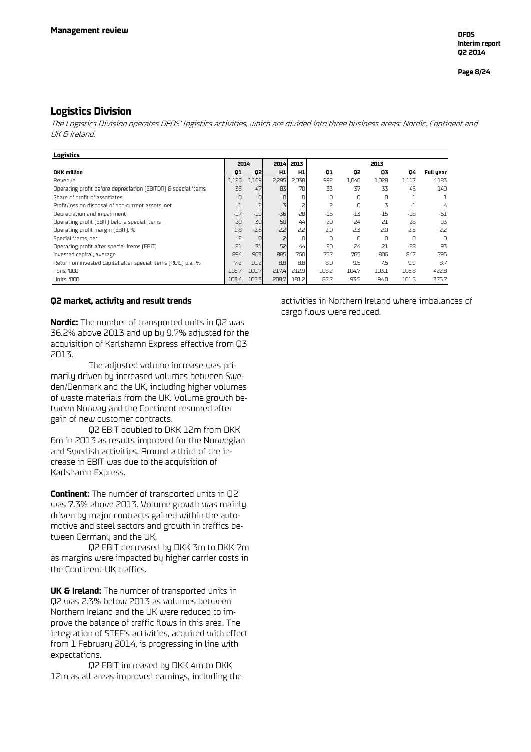## Logistics Division

*The Logistics Division operates DFDS' logistics activities, which are divided into three business areas: Nordic, Continent and UK & Ireland.*

**Logistics**

| DKK million | 2014 Q1 | 2014 Q2 | 2014 H1 | 2013 H1 | 2013 Q1 | 2013 Q2 | 2013 Q3 | 2013 Q4 | 2013 Full year |
|---|---|---|---|---|---|---|---|---|---|
| Revenue | 1,126 | 1,169 | 2,295 | 2,038 | 992 | 1,046 | 1,028 | 1,117 | 4,183 |
| Operating profit before depreciation (EBITDA) & special items | 36 | 47 | 83 | 70 | 33 | 37 | 33 | 46 | 149 |
| Share of profit of associates | 0 | 0 | 0 | 0 | 0 | 0 | 0 | 1 | 1 |
| Profit/loss on disposal of non-current assets, net | 1 | 2 | 3 | 2 | 2 | 0 | 3 | -1 | 4 |
| Depreciation and impairment | -17 | -19 | -36 | -28 | -15 | -13 | -15 | -18 | -61 |
| Operating profit (EBIT) before special items | 20 | 30 | 50 | 44 | 20 | 24 | 21 | 28 | 93 |
| Operating profit margin (EBIT), % | 1.8 | 2.6 | 2.2 | 2.2 | 2.0 | 2.3 | 2.0 | 2.5 | 2.2 |
| Special items, net | 2 | 0 | 2 | 0 | 0 | 0 | 0 | 0 | 0 |
| Operating profit after special items (EBIT) | 21 | 31 | 52 | 44 | 20 | 24 | 21 | 28 | 93 |
| Invested capital, average | 894 | 903 | 885 | 760 | 757 | 765 | 806 | 847 | 795 |
| Return on invested capital after special items (ROIC) p.a., % | 7.2 | 10.2 | 8.8 | 8.8 | 8.0 | 9.5 | 7.5 | 9.9 | 8.7 |
| Tons, '000 | 116.7 | 100.7 | 217.4 | 212.9 | 108.2 | 104.7 | 103.1 | 106.8 | 422.8 |
| Units, '000 | 103.4 | 105.3 | 208.7 | 181.2 | 87.7 | 93.5 | 94.0 | 101.5 | 376.7 |

### Q2 market, activity and result trends

**Nordic:** The number of transported units in Q2 was 36.2% above 2013 and up by 9.7% adjusted for the acquisition of Karlshamn Express effective from Q3 2013.

The adjusted volume increase was primarily driven by increased volumes between Sweden/Denmark and the UK, including higher volumes of waste materials from the UK. Volume growth between Norway and the Continent resumed after gain of new customer contracts.

Q2 EBIT doubled to DKK 12m from DKK 6m in 2013 as results improved for the Norwegian and Swedish activities. Around a third of the increase in EBIT was due to the acquisition of Karlshamn Express.

**Continent:** The number of transported units in Q2 was 7.3% above 2013. Volume growth was mainly driven by major contracts gained within the automotive and steel sectors and growth in traffics between Germany and the UK.

Q2 EBIT decreased by DKK 3m to DKK 7m as margins were impacted by higher carrier costs in the Continent-UK traffics.

**UK & Ireland:** The number of transported units in Q2 was 2.3% below 2013 as volumes between Northern Ireland and the UK were reduced to improve the balance of traffic flows in this area. The integration of STEF's activities, acquired with effect from 1 February 2014, is progressing in line with expectations.

Q2 EBIT increased by DKK 4m to DKK 12m as all areas improved earnings, including the activities in Northern Ireland where imbalances of cargo flows were reduced.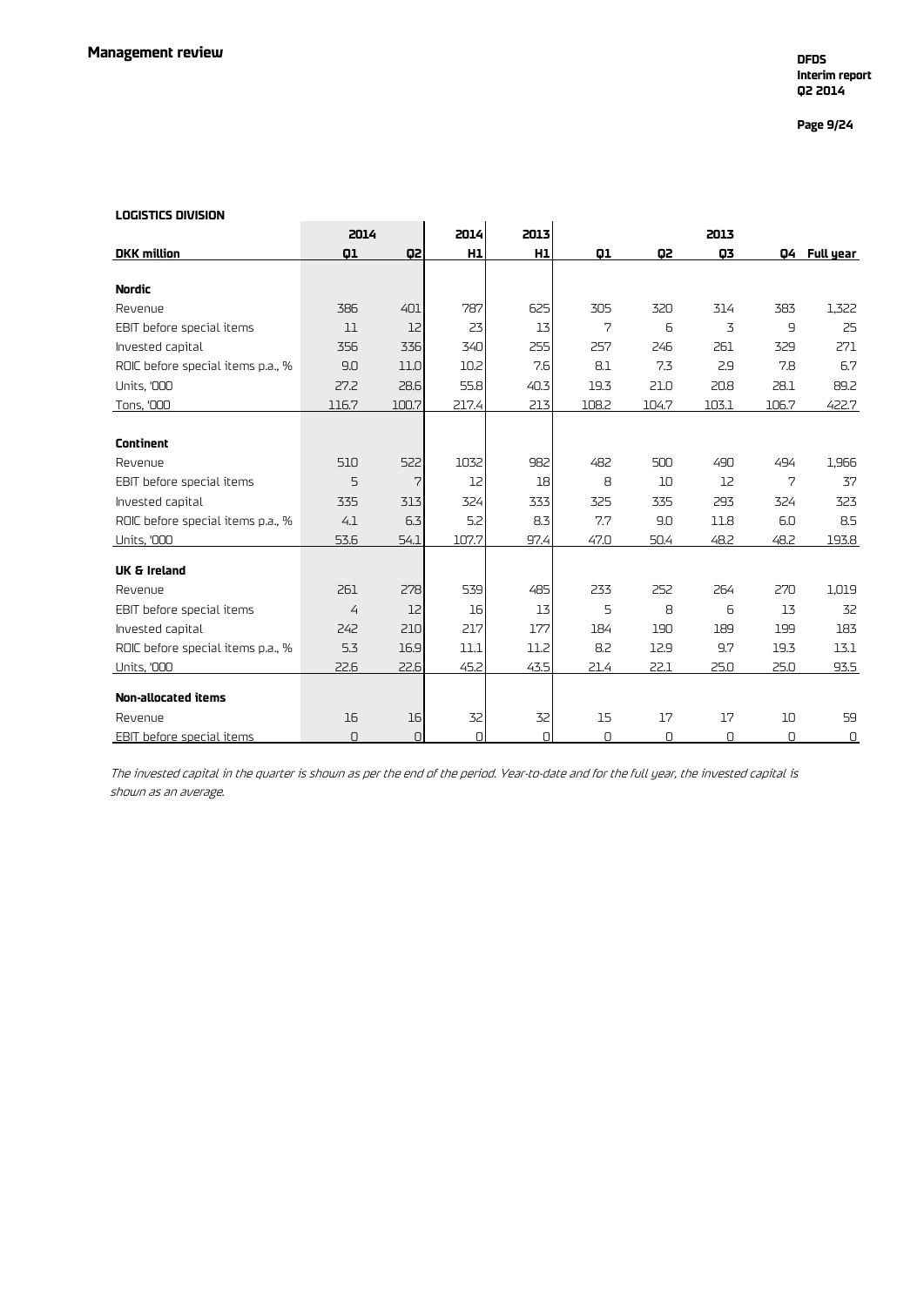## Management review

### LOGISTICS DIVISION

| DKK million | 2014 Q1 | 2014 Q2 | 2014 H1 | 2013 H1 | 2013 Q1 | 2013 Q2 | 2013 Q3 | 2013 Q4 | 2013 Full year |
|---|---|---|---|---|---|---|---|---|---|
| **Nordic** | | | | | | | | | |
| Revenue | 386 | 401 | 787 | 625 | 305 | 320 | 314 | 383 | 1,322 |
| EBIT before special items | 11 | 12 | 23 | 13 | 7 | 6 | 3 | 9 | 25 |
| Invested capital | 356 | 336 | 340 | 255 | 257 | 246 | 261 | 329 | 271 |
| ROIC before special items p.a., % | 9.0 | 11.0 | 10.2 | 7.6 | 8.1 | 7.3 | 2.9 | 7.8 | 6.7 |
| Units, '000 | 27.2 | 28.6 | 55.8 | 40.3 | 19.3 | 21.0 | 20.8 | 28.1 | 89.2 |
| Tons, '000 | 116.7 | 100.7 | 217.4 | 213 | 108.2 | 104.7 | 103.1 | 106.7 | 422.7 |
| **Continent** | | | | | | | | | |
| Revenue | 510 | 522 | 1032 | 982 | 482 | 500 | 490 | 494 | 1,966 |
| EBIT before special items | 5 | 7 | 12 | 18 | 8 | 10 | 12 | 7 | 37 |
| Invested capital | 335 | 313 | 324 | 333 | 325 | 335 | 293 | 324 | 323 |
| ROIC before special items p.a., % | 4.1 | 6.3 | 5.2 | 8.3 | 7.7 | 9.0 | 11.8 | 6.0 | 8.5 |
| Units, '000 | 53.6 | 54.1 | 107.7 | 97.4 | 47.0 | 50.4 | 48.2 | 48.2 | 193.8 |
| **UK & Ireland** | | | | | | | | | |
| Revenue | 261 | 278 | 539 | 485 | 233 | 252 | 264 | 270 | 1,019 |
| EBIT before special items | 4 | 12 | 16 | 13 | 5 | 8 | 6 | 13 | 32 |
| Invested capital | 242 | 210 | 217 | 177 | 184 | 190 | 189 | 199 | 183 |
| ROIC before special items p.a., % | 5.3 | 16.9 | 11.1 | 11.2 | 8.2 | 12.9 | 9.7 | 19.3 | 13.1 |
| Units, '000 | 22.6 | 22.6 | 45.2 | 43.5 | 21.4 | 22.1 | 25.0 | 25.0 | 93.5 |
| **Non-allocated items** | | | | | | | | | |
| Revenue | 16 | 16 | 32 | 32 | 15 | 17 | 17 | 10 | 59 |
| EBIT before special items | 0 | 0 | 0 | 0 | 0 | 0 | 0 | 0 | 0 |

*The invested capital in the quarter is shown as per the end of the period. Year-to-date and for the full year, the invested capital is shown as an average.*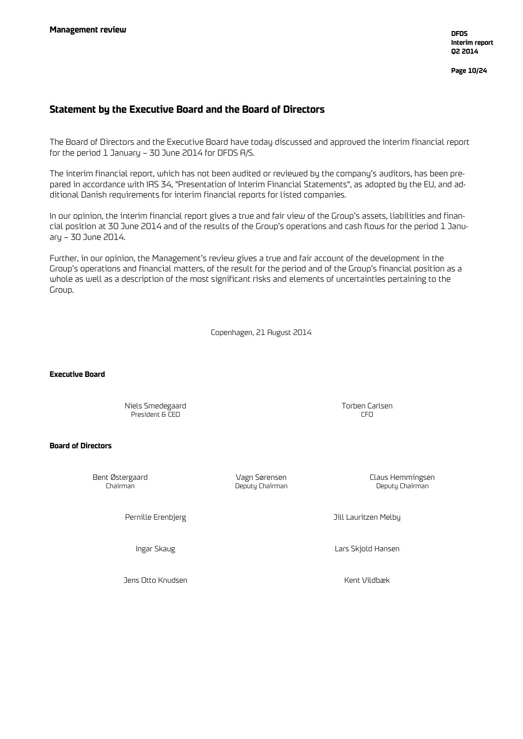## Statement by the Executive Board and the Board of Directors

The Board of Directors and the Executive Board have today discussed and approved the interim financial report for the period 1 January – 30 June 2014 for DFDS A/S.

The interim financial report, which has not been audited or reviewed by the company's auditors, has been prepared in accordance with IAS 34, "Presentation of Interim Financial Statements", as adopted by the EU, and additional Danish requirements for interim financial reports for listed companies.

In our opinion, the interim financial report gives a true and fair view of the Group's assets, liabilities and financial position at 30 June 2014 and of the results of the Group's operations and cash flows for the period 1 January – 30 June 2014.

Further, in our opinion, the Management's review gives a true and fair account of the development in the Group's operations and financial matters, of the result for the period and of the Group's financial position as a whole as well as a description of the most significant risks and elements of uncertainties pertaining to the Group.

Copenhagen, 21 August 2014

**Executive Board**

Niels Smedegaard
President & CEO

Torben Carlsen
CFO

**Board of Directors**

Bent Østergaard
Chairman

Vagn Sørensen
Deputy Chairman

Claus Hemmingsen
Deputy Chairman

Pernille Erenbjerg

Jill Lauritzen Melby

Ingar Skaug

Lars Skjold Hansen

Jens Otto Knudsen

Kent Vildbæk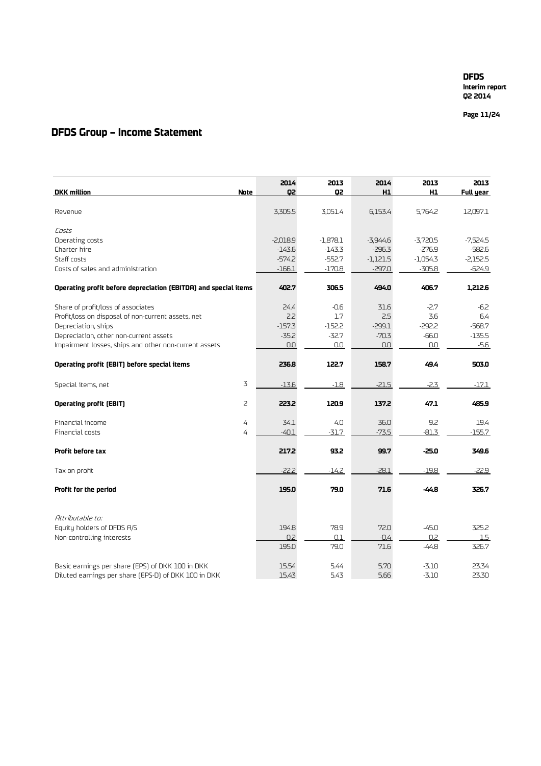# DFDS Group – Income Statement

| DKK million | Note | 2014 Q2 | 2013 Q2 | 2014 H1 | 2013 H1 | 2013 Full year |
|---|---|---|---|---|---|---|
| Revenue | | 3,305.5 | 3,051.4 | 6,153.4 | 5,764.2 | 12,097.1 |
| *Costs* | | | | | | |
| Operating costs | | -2,018.9 | -1,878.1 | -3,944.6 | -3,720.5 | -7,524.5 |
| Charter hire | | -143.6 | -143.3 | -296.3 | -276.9 | -582.6 |
| Staff costs | | -574.2 | -552.7 | -1,121.5 | -1,054.3 | -2,152.5 |
| Costs of sales and administration | | -166.1 | -170.8 | -297.0 | -305.8 | -624.9 |
| **Operating profit before depreciation (EBITDA) and special items** | | **402.7** | **306.5** | **494.0** | **406.7** | **1,212.6** |
| Share of profit/loss of associates | | 24.4 | -0.6 | 31.6 | -2.7 | -6.2 |
| Profit/loss on disposal of non-current assets, net | | 2.2 | 1.7 | 2.5 | 3.6 | 6.4 |
| Depreciation, ships | | -157.3 | -152.2 | -299.1 | -292.2 | -568.7 |
| Depreciation, other non-current assets | | -35.2 | -32.7 | -70.3 | -66.0 | -135.5 |
| Impairment losses, ships and other non-current assets | | 0.0 | 0.0 | 0.0 | 0.0 | -5.6 |
| **Operating profit (EBIT) before special items** | | **236.8** | **122.7** | **158.7** | **49.4** | **503.0** |
| Special items, net | 3 | -13.6 | -1.8 | -21.5 | -2.3 | -17.1 |
| **Operating profit (EBIT)** | 2 | **223.2** | **120.9** | **137.2** | **47.1** | **485.9** |
| Financial income | 4 | 34.1 | 4.0 | 36.0 | 9.2 | 19.4 |
| Financial costs | 4 | -40.1 | -31.7 | -73.5 | -81.3 | -155.7 |
| **Profit before tax** | | **217.2** | **93.2** | **99.7** | **-25.0** | **349.6** |
| Tax on profit | | -22.2 | -14.2 | -28.1 | -19.8 | -22.9 |
| **Profit for the period** | | **195.0** | **79.0** | **71.6** | **-44.8** | **326.7** |
| *Attributable to:* | | | | | | |
| Equity holders of DFDS A/S | | 194.8 | 78.9 | 72.0 | -45.0 | 325.2 |
| Non-controlling interests | | 0.2 | 0.1 | -0.4 | 0.2 | 1.5 |
| | | 195.0 | 79.0 | 71.6 | -44.8 | 326.7 |
| Basic earnings per share (EPS) of DKK 100 in DKK | | 15.54 | 5.44 | 5.70 | -3.10 | 23.34 |
| Diluted earnings per share (EPS-D) of DKK 100 in DKK | | 15.43 | 5.43 | 5.66 | -3.10 | 23.30 |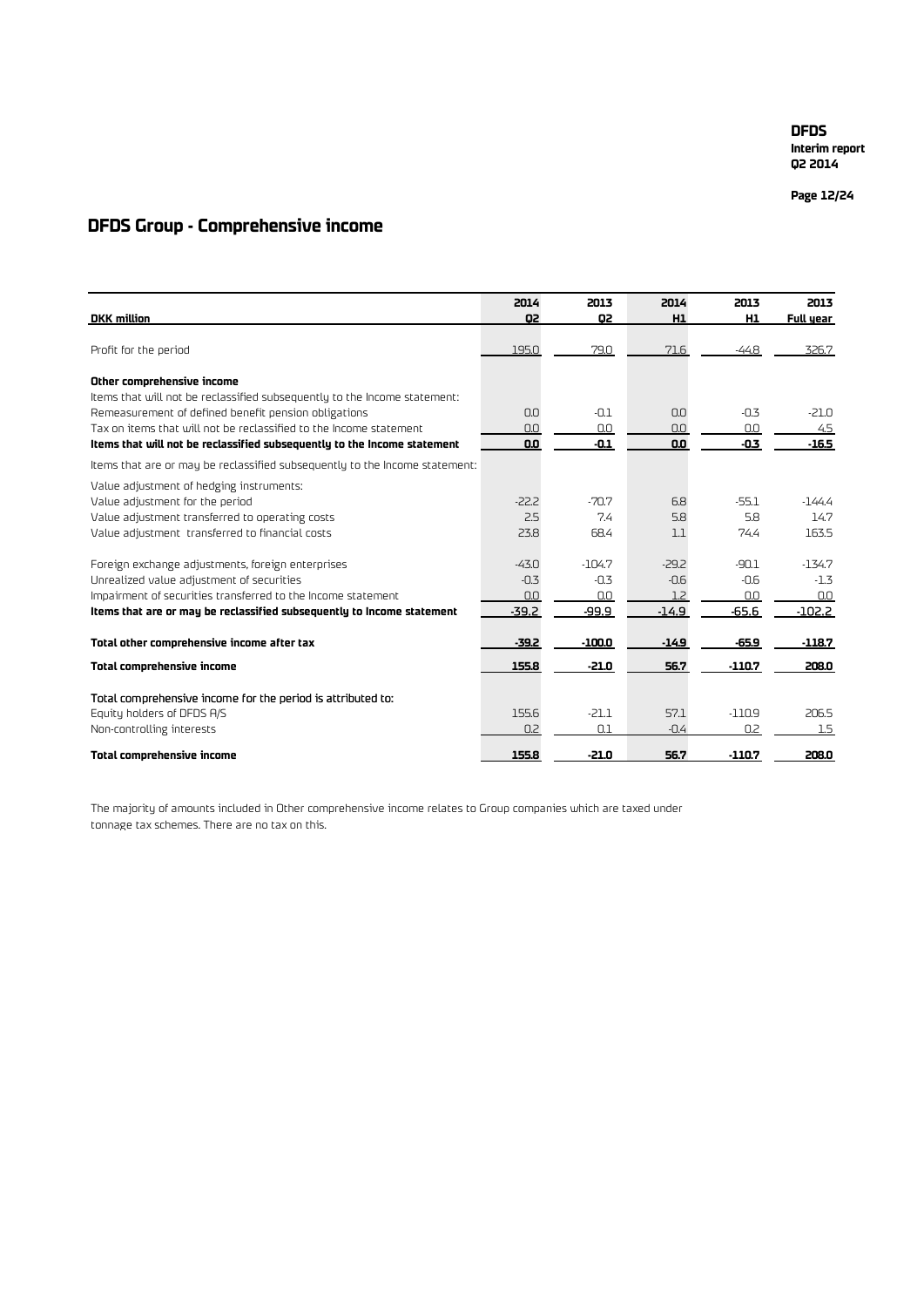# DFDS Group - Comprehensive income

| DKK million | 2014 Q2 | 2013 Q2 | 2014 H1 | 2013 H1 | 2013 Full year |
|---|---|---|---|---|---|
| Profit for the period | 195.0 | 79.0 | 71.6 | -44.8 | 326.7 |
| **Other comprehensive income** | | | | | |
| Items that will not be reclassified subsequently to the Income statement: | | | | | |
| Remeasurement of defined benefit pension obligations | 0.0 | -0.1 | 0.0 | -0.3 | -21.0 |
| Tax on items that will not be reclassified to the Income statement | 0.0 | 0.0 | 0.0 | 0.0 | 4.5 |
| **Items that will not be reclassified subsequently to the Income statement** | **0.0** | **-0.1** | **0.0** | **-0.3** | **-16.5** |
| Items that are or may be reclassified subsequently to the Income statement: | | | | | |
| Value adjustment of hedging instruments: | | | | | |
| Value adjustment for the period | -22.2 | -70.7 | 6.8 | -55.1 | -144.4 |
| Value adjustment transferred to operating costs | 2.5 | 7.4 | 5.8 | 5.8 | 14.7 |
| Value adjustment transferred to financial costs | 23.8 | 68.4 | 1.1 | 74.4 | 163.5 |
| Foreign exchange adjustments, foreign enterprises | -43.0 | -104.7 | -29.2 | -90.1 | -134.7 |
| Unrealized value adjustment of securities | -0.3 | -0.3 | -0.6 | -0.6 | -1.3 |
| Impairment of securities transferred to the Income statement | 0.0 | 0.0 | 1.2 | 0.0 | 0.0 |
| **Items that are or may be reclassified subsequently to Income statement** | **-39.2** | **-99.9** | **-14.9** | **-65.6** | **-102.2** |
| **Total other comprehensive income after tax** | **-39.2** | **-100.0** | **-14.9** | **-65.9** | **-118.7** |
| **Total comprehensive income** | **155.8** | **-21.0** | **56.7** | **-110.7** | **208.0** |
| Total comprehensive income for the period is attributed to: | | | | | |
| Equity holders of DFDS A/S | 155.6 | -21.1 | 57.1 | -110.9 | 206.5 |
| Non-controlling interests | 0.2 | 0.1 | -0.4 | 0.2 | 1.5 |
| **Total comprehensive income** | **155.8** | **-21.0** | **56.7** | **-110.7** | **208.0** |

The majority of amounts included in Other comprehensive income relates to Group companies which are taxed under tonnage tax schemes. There are no tax on this.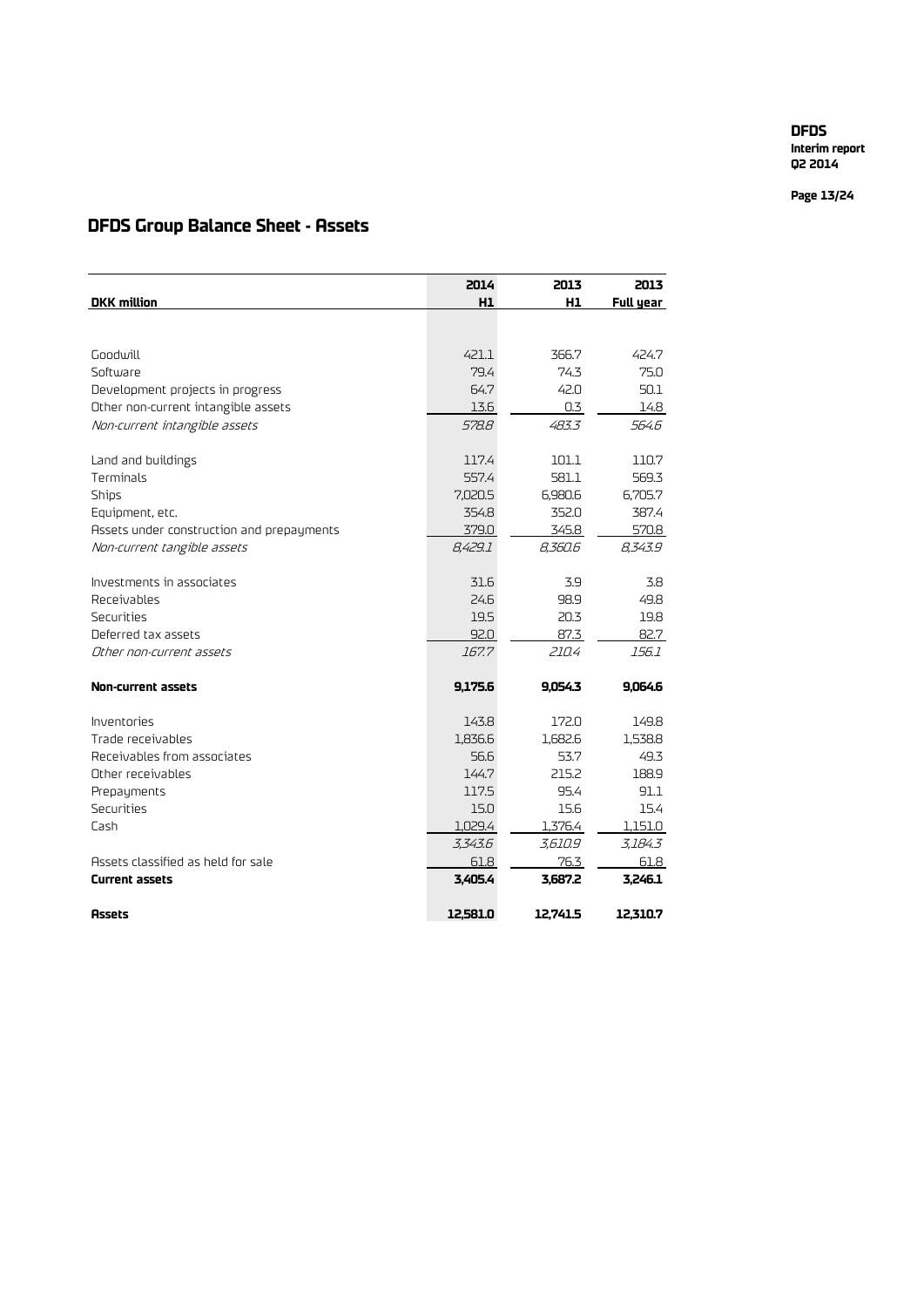# DFDS Group Balance Sheet - Assets

| DKK million | 2014 H1 | 2013 H1 | 2013 Full year |
|---|---|---|---|
| Goodwill | 421.1 | 366.7 | 424.7 |
| Software | 79.4 | 74.3 | 75.0 |
| Development projects in progress | 64.7 | 42.0 | 50.1 |
| Other non-current intangible assets | 13.6 | 0.3 | 14.8 |
| *Non-current intangible assets* | *578.8* | *483.3* | *564.6* |
| Land and buildings | 117.4 | 101.1 | 110.7 |
| Terminals | 557.4 | 581.1 | 569.3 |
| Ships | 7,020.5 | 6,980.6 | 6,705.7 |
| Equipment, etc. | 354.8 | 352.0 | 387.4 |
| Assets under construction and prepayments | 379.0 | 345.8 | 570.8 |
| *Non-current tangible assets* | *8,429.1* | *8,360.6* | *8,343.9* |
| Investments in associates | 31.6 | 3.9 | 3.8 |
| Receivables | 24.6 | 98.9 | 49.8 |
| Securities | 19.5 | 20.3 | 19.8 |
| Deferred tax assets | 92.0 | 87.3 | 82.7 |
| *Other non-current assets* | *167.7* | *210.4* | *156.1* |
| **Non-current assets** | **9,175.6** | **9,054.3** | **9,064.6** |
| Inventories | 143.8 | 172.0 | 149.8 |
| Trade receivables | 1,836.6 | 1,682.6 | 1,538.8 |
| Receivables from associates | 56.6 | 53.7 | 49.3 |
| Other receivables | 144.7 | 215.2 | 188.9 |
| Prepayments | 117.5 | 95.4 | 91.1 |
| Securities | 15.0 | 15.6 | 15.4 |
| Cash | 1,029.4 | 1,376.4 | 1,151.0 |
| | *3,343.6* | *3,610.9* | *3,184.3* |
| Assets classified as held for sale | 61.8 | 76.3 | 61.8 |
| **Current assets** | **3,405.4** | **3,687.2** | **3,246.1** |
| **Assets** | **12,581.0** | **12,741.5** | **12,310.7** |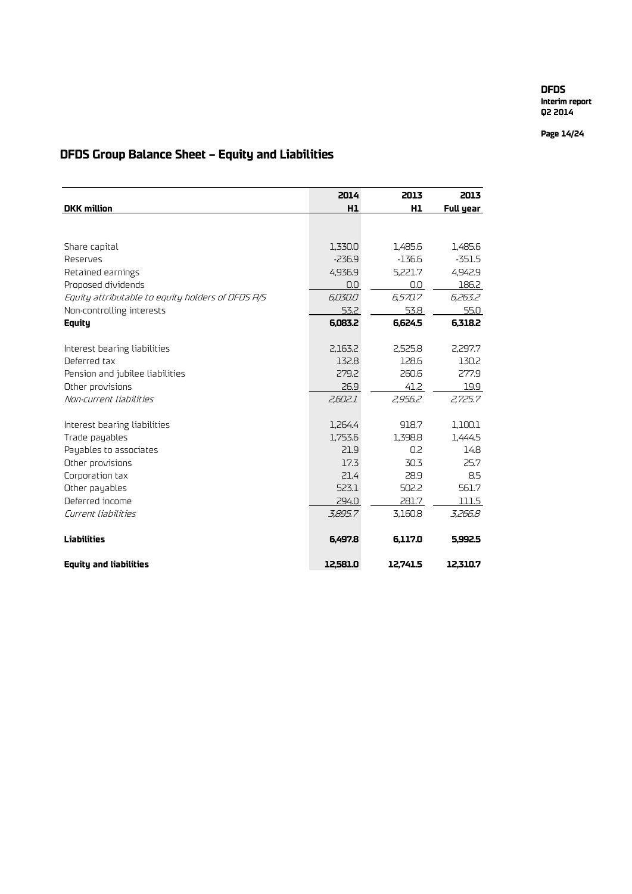## DFDS Group Balance Sheet – Equity and Liabilities

| DKK million | 2014 H1 | 2013 H1 | 2013 Full year |
|---|---|---|---|
| Share capital | 1,330.0 | 1,485.6 | 1,485.6 |
| Reserves | -236.9 | -136.6 | -351.5 |
| Retained earnings | 4,936.9 | 5,221.7 | 4,942.9 |
| Proposed dividends | 0.0 | 0.0 | 186.2 |
| *Equity attributable to equity holders of DFDS A/S* | *6,030.0* | *6,570.7* | *6,263.2* |
| Non-controlling interests | 53.2 | 53.8 | 55.0 |
| **Equity** | **6,083.2** | **6,624.5** | **6,318.2** |
| Interest bearing liabilities | 2,163.2 | 2,525.8 | 2,297.7 |
| Deferred tax | 132.8 | 128.6 | 130.2 |
| Pension and jubilee liabilities | 279.2 | 260.6 | 277.9 |
| Other provisions | 26.9 | 41.2 | 19.9 |
| *Non-current liabilities* | *2,602.1* | *2,956.2* | *2,725.7* |
| Interest bearing liabilities | 1,264.4 | 918.7 | 1,100.1 |
| Trade payables | 1,753.6 | 1,398.8 | 1,444.5 |
| Payables to associates | 21.9 | 0.2 | 14.8 |
| Other provisions | 17.3 | 30.3 | 25.7 |
| Corporation tax | 21.4 | 28.9 | 8.5 |
| Other payables | 523.1 | 502.2 | 561.7 |
| Deferred income | 294.0 | 281.7 | 111.5 |
| *Current liabilities* | *3,895.7* | 3,160.8 | *3,266.8* |
| **Liabilities** | **6,497.8** | **6,117.0** | **5,992.5** |
| **Equity and liabilities** | **12,581.0** | **12,741.5** | **12,310.7** |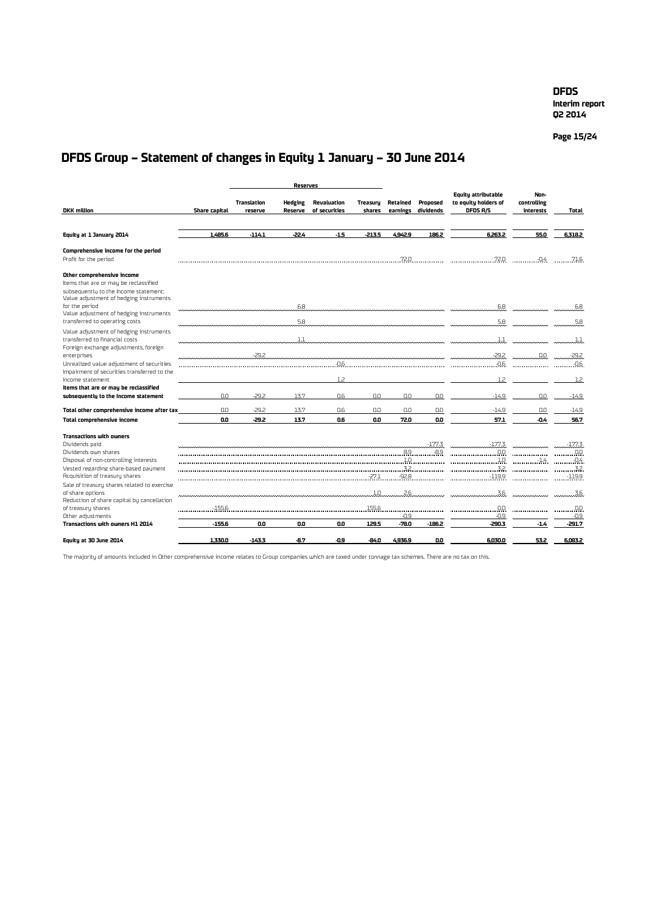# DFDS Group – Statement of changes in Equity 1 January – 30 June 2014

| DKK million | Share capital | Reserves: Translation reserve | Reserves: Hedging Reserve | Reserves: Revaluation of securities | Treasury shares | Retained earnings | Proposed dividends | Equity attributable to equity holders of DFDS A/S | Non-controlling interests | Total |
|---|---|---|---|---|---|---|---|---|---|---|
| **Equity at 1 January 2014** | **1,485.6** | **-114.1** | **-22.4** | **-1.5** | **-213.5** | **4,942.9** | **186.2** | **6,263.2** | **55.0** | **6,318.2** |
| **Comprehensive income for the period** | | | | | | | | | | |
| Profit for the period | | | | | | 72.0 | | 72.0 | -0.4 | 71.6 |
| **Other comprehensive income** | | | | | | | | | | |
| Items that are or may be reclassified subsequently to the Income statement: | | | | | | | | | | |
| Value adjustment of hedging instruments for the period | | | 6.8 | | | | | 6.8 | | 6.8 |
| Value adjustment of hedging instruments transferred to operating costs | | | 5.8 | | | | | 5.8 | | 5.8 |
| Value adjustment of hedging instruments transferred to financial costs | | | 1.1 | | | | | 1.1 | | 1.1 |
| Foreign exchange adjustments, foreign enterprises | | -29.2 | | | | | | -29.2 | 0.0 | -29.2 |
| Unrealized value adjustment of securities | | | | -0.6 | | | | -0.6 | | -0.6 |
| Impairment of securities transferred to the Income statement | | | | 1.2 | | | | 1.2 | | 1.2 |
| **Items that are or may be reclassified subsequently to the Income statement** | 0.0 | -29.2 | 13.7 | 0.6 | 0.0 | 0.0 | 0.0 | -14.9 | 0.0 | -14.9 |
| **Total other comprehensive income after tax** | 0.0 | -29.2 | 13.7 | 0.6 | 0.0 | 0.0 | 0.0 | -14.9 | 0.0 | -14.9 |
| **Total comprehensive income** | **0.0** | **-29.2** | **13.7** | **0.6** | **0.0** | **72.0** | **0.0** | **57.1** | **-0.4** | **56.7** |
| **Transactions with owners** | | | | | | | | | | |
| Dividends paid | | | | | | | -177.3 | -177.3 | | -177.3 |
| Dividends own shares | | | | | | 8.9 | -8.9 | 0.0 | | 0.0 |
| Disposal of non-controlling interests | | | | | | 1.0 | | 1.0 | -1.4 | -0.4 |
| Vested regarding share-based payment | | | | | | 3.2 | | 3.2 | | 3.2 |
| Acquisition of treasury shares | | | | | -27.1 | -92.8 | | -119.9 | | -119.9 |
| Sale of treasury shares related to exercise of share options | | | | | 1.0 | 2.6 | | 3.6 | | 3.6 |
| Reduction of share capital by cancellation of treasury shares | -155.6 | | | | 155.6 | | | 0.0 | | 0.0 |
| Other adjustments | | | | | | -0.9 | | -0.9 | | -0.9 |
| **Transactions with owners H1 2014** | **-155.6** | **0.0** | **0.0** | **0.0** | **129.5** | **-78.0** | **-186.2** | **-290.3** | **-1.4** | **-291.7** |
| **Equity at 30 June 2014** | **1,330.0** | **-143.3** | **-8.7** | **-0.9** | **-84.0** | **4,936.9** | **0.0** | **6,030.0** | **53.2** | **6,083.2** |

The majority of amounts included in Other comprehensive income relates to Group companies which are taxed under tonnage tax schemes. There are no tax on this.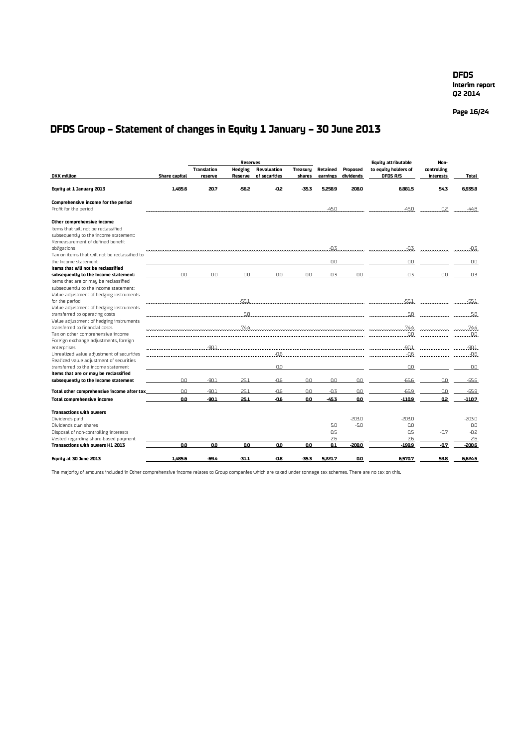# DFDS Group – Statement of changes in Equity 1 January – 30 June 2013

| DKK million | Share capital | Reserves | | | Treasury shares | Retained earnings | Proposed dividends | Equity attributable to equity holders of DFDS A/S | Non-controlling interests | Total |
|---|---|---|---|---|---|---|---|---|---|---|
| | | Translation reserve | Hedging Reserve | Revaluation of securities | | | | | | |
| **Equity at 1 January 2013** | **1,485.6** | **20.7** | **-56.2** | **-0.2** | **-35.3** | **5,258.9** | **208.0** | **6,881.5** | **54.3** | **6,935.8** |
| **Comprehensive income for the period** | | | | | | | | | | |
| Profit for the period | | | | | | -45.0 | | -45.0 | 0.2 | -44.8 |
| **Other comprehensive income** | | | | | | | | | | |
| Items that will not be reclassified subsequently to the income statement: | | | | | | | | | | |
| Remeasurement of defined benefit obligations | | | | | | -0.3 | | -0.3 | | -0.3 |
| Tax on items that will not be reclassified to the Income statement | | | | | | 0.0 | | 0.0 | | 0.0 |
| **Items that will not be reclassified subsequently to the Income statement:** | 0.0 | 0.0 | 0.0 | 0.0 | 0.0 | -0.3 | 0.0 | -0.3 | 0.0 | -0.3 |
| Items that are or may be reclassified subsequently to the Income statement: | | | | | | | | | | |
| Value adjustment of hedging instruments for the period | | | -55.1 | | | | | -55.1 | | -55.1 |
| Value adjustment of hedging instruments transferred to operating costs | | | 5.8 | | | | | 5.8 | | 5.8 |
| Value adjustment of hedging instruments transferred to financial costs | | | 74.4 | | | | | 74.4 | | 74.4 |
| Tax on other comprehensive income | | | | | | | | 0.0 | | 0.0 |
| Foreign exchange adjustments, foreign enterprises | | -90.1 | | | | | | -90.1 | | -90.1 |
| Unrealized value adjustment of securities | | | | -0.6 | | | | -0.6 | | -0.6 |
| Realized value adjustment of securities transferred to the income statement | | | | 0.0 | | | | 0.0 | | 0.0 |
| **Items that are or may be reclassified subsequently to the Income statement** | 0.0 | -90.1 | 25.1 | -0.6 | 0.0 | 0.0 | 0.0 | -65.6 | 0.0 | -65.6 |
| **Total other comprehensive income after tax** | 0.0 | -90.1 | 25.1 | -0.6 | 0.0 | -0.3 | 0.0 | -65.9 | 0.0 | -65.9 |
| **Total comprehensive income** | **0.0** | **-90.1** | **25.1** | **-0.6** | **0.0** | **-45.3** | **0.0** | **-110.9** | **0.2** | **-110.7** |
| **Transactions with owners** | | | | | | | | | | |
| Dividends paid | | | | | | | -203.0 | -203.0 | | -203.0 |
| Dividends own shares | | | | | | 5.0 | -5.0 | 0.0 | | 0.0 |
| Disposal of non-controlling interests | | | | | | 0.5 | | 0.5 | -0.7 | -0.2 |
| Vested regarding share-based payment | | | | | | 2.6 | | 2.6 | | 2.6 |
| **Transactions with owners H1 2013** | **0.0** | **0.0** | **0.0** | **0.0** | **0.0** | **8.1** | **-208.0** | **-199.9** | **-0.7** | **-200.6** |
| **Equity at 30 June 2013** | **1,485.6** | **-69.4** | **-31.1** | **-0.8** | **-35.3** | **5,221.7** | **0.0** | **6,570.7** | **53.8** | **6,624.5** |

The majority of amounts included in Other comprehensive income relates to Group companies which are taxed under tonnage tax schemes. There are no tax on this.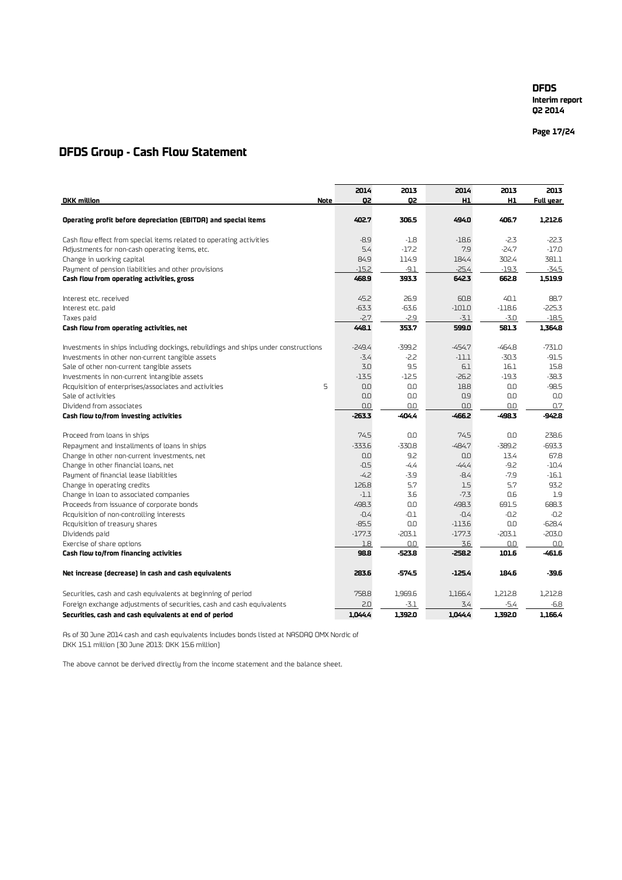# DFDS Group - Cash Flow Statement

| DKK million | Note | 2014 Q2 | 2013 Q2 | 2014 H1 | 2013 H1 | 2013 Full year |
|---|---|---|---|---|---|---|
| **Operating profit before depreciation (EBITDA) and special items** | | **402.7** | **306.5** | **494.0** | **406.7** | **1,212.6** |
| Cash flow effect from special items related to operating activities | | -8.9 | -1.8 | -18.6 | -2.3 | -22.3 |
| Adjustments for non-cash operating items, etc. | | 5.4 | -17.2 | 7.9 | -24.7 | -17.0 |
| Change in working capital | | 84.9 | 114.9 | 184.4 | 302.4 | 381.1 |
| Payment of pension liabilities and other provisions | | -15.2 | -9.1 | -25.4 | -19.3 | -34.5 |
| **Cash flow from operating activities, gross** | | **468.9** | **393.3** | **642.3** | **662.8** | **1,519.9** |
| Interest etc. received | | 45.2 | 26.9 | 60.8 | 40.1 | 88.7 |
| Interest etc. paid | | -63.3 | -63.6 | -101.0 | -118.6 | -225.3 |
| Taxes paid | | -2.7 | -2.9 | -3.1 | -3.0 | -18.5 |
| **Cash flow from operating activities, net** | | **448.1** | **353.7** | **599.0** | **581.3** | **1,364.8** |
| Investments in ships including dockings, rebuildings and ships under constructions | | -249.4 | -399.2 | -454.7 | -464.8 | -731.0 |
| Investments in other non-current tangible assets | | -3.4 | -2.2 | -11.1 | -30.3 | -91.5 |
| Sale of other non-current tangible assets | | 3.0 | 9.5 | 6.1 | 16.1 | 15.8 |
| Investments in non-current intangible assets | | -13.5 | -12.5 | -26.2 | -19.3 | -38.3 |
| Acquisition of enterprises/associates and activities | 5 | 0.0 | 0.0 | 18.8 | 0.0 | -98.5 |
| Sale of activities | | 0.0 | 0.0 | 0.9 | 0.0 | 0.0 |
| Dividend from associates | | 0.0 | 0.0 | 0.0 | 0.0 | 0.7 |
| **Cash flow to/from investing activities** | | **-263.3** | **-404.4** | **-466.2** | **-498.3** | **-942.8** |
| Proceed from loans in ships | | 74.5 | 0.0 | 74.5 | 0.0 | 238.6 |
| Repayment and installments of loans in ships | | -333.6 | -330.8 | -484.7 | -389.2 | -693.3 |
| Change in other non-current investments, net | | 0.0 | 9.2 | 0.0 | 13.4 | 67.8 |
| Change in other financial loans, net | | -0.5 | -4.4 | -44.4 | -9.2 | -10.4 |
| Payment of financial lease liabilities | | -4.2 | -3.9 | -8.4 | -7.9 | -16.1 |
| Change in operating credits | | 126.8 | 5.7 | 1.5 | 5.7 | 93.2 |
| Change in loan to associated companies | | -1.1 | 3.6 | -7.3 | 0.6 | 1.9 |
| Proceeds from issuance of corporate bonds | | 498.3 | 0.0 | 498.3 | 691.5 | 688.3 |
| Acquisition of non-controlling interests | | -0.4 | -0.1 | -0.4 | -0.2 | -0.2 |
| Acquisition of treasury shares | | -85.5 | 0.0 | -113.6 | 0.0 | -628.4 |
| Dividends paid | | -177.3 | -203.1 | -177.3 | -203.1 | -203.0 |
| Exercise of share options | | 1.8 | 0.0 | 3.6 | 0.0 | 0.0 |
| **Cash flow to/from financing activities** | | **98.8** | **-523.8** | **-258.2** | **101.6** | **-461.6** |
| **Net increase (decrease) in cash and cash equivalents** | | **283.6** | **-574.5** | **-125.4** | **184.6** | **-39.6** |
| Securities, cash and cash equivalents at beginning of period | | 758.8 | 1,969.6 | 1,166.4 | 1,212.8 | 1,212.8 |
| Foreign exchange adjustments of securities, cash and cash equivalents | | 2.0 | -3.1 | 3.4 | -5.4 | -6.8 |
| **Securities, cash and cash equivalents at end of period** | | **1,044.4** | **1,392.0** | **1,044.4** | **1,392.0** | **1,166.4** |

As of 30 June 2014 cash and cash equivalents includes bonds listed at NASDAQ OMX Nordic of DKK 15.1 million (30 June 2013: DKK 15.6 million)

The above cannot be derived directly from the income statement and the balance sheet.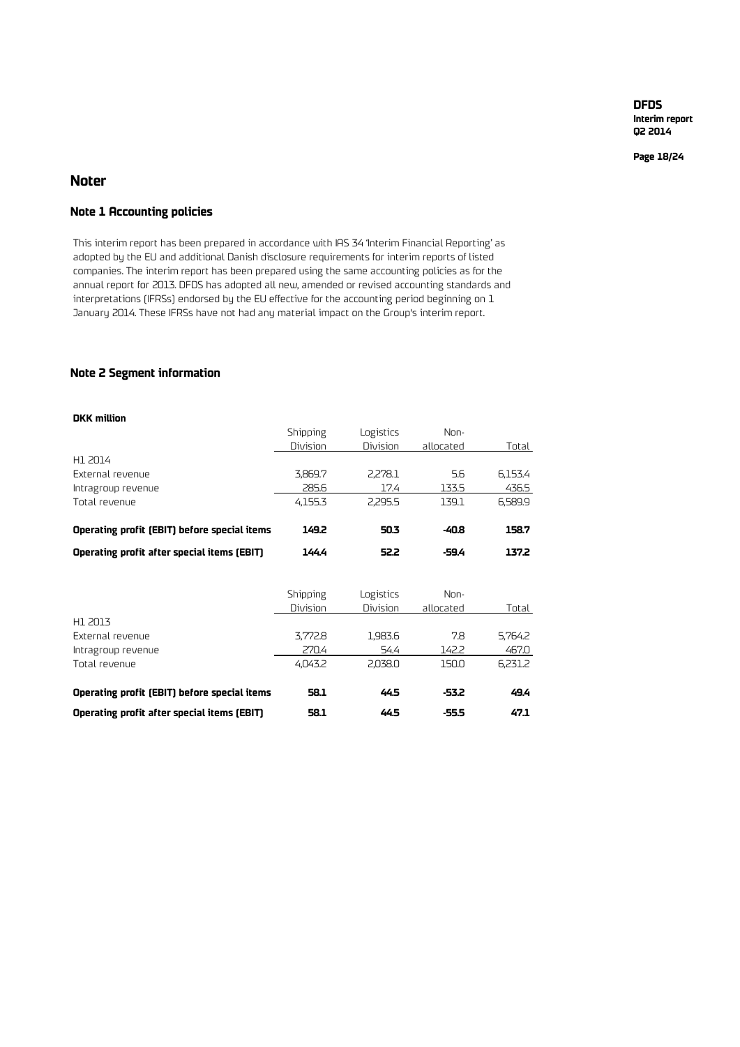## Noter

### Note 1 Accounting policies

This interim report has been prepared in accordance with IAS 34 'Interim Financial Reporting' as adopted by the EU and additional Danish disclosure requirements for interim reports of listed companies. The interim report has been prepared using the same accounting policies as for the annual report for 2013. DFDS has adopted all new, amended or revised accounting standards and interpretations (IFRSs) endorsed by the EU effective for the accounting period beginning on 1 January 2014. These IFRSs have not had any material impact on the Group's interim report.

### Note 2 Segment information

**DKK million**

| | Shipping Division | Logistics Division | Non-allocated | Total |
|---|---|---|---|---|
| H1 2014 | | | | |
| External revenue | 3,869.7 | 2,278.1 | 5.6 | 6,153.4 |
| Intragroup revenue | 285.6 | 17.4 | 133.5 | 436.5 |
| Total revenue | 4,155.3 | 2,295.5 | 139.1 | 6,589.9 |
| **Operating profit (EBIT) before special items** | **149.2** | **50.3** | **-40.8** | **158.7** |
| **Operating profit after special items (EBIT)** | **144.4** | **52.2** | **-59.4** | **137.2** |

| | Shipping Division | Logistics Division | Non-allocated | Total |
|---|---|---|---|---|
| H1 2013 | | | | |
| External revenue | 3,772.8 | 1,983.6 | 7.8 | 5,764.2 |
| Intragroup revenue | 270.4 | 54.4 | 142.2 | 467.0 |
| Total revenue | 4,043.2 | 2,038.0 | 150.0 | 6,231.2 |
| **Operating profit (EBIT) before special items** | **58.1** | **44.5** | **-53.2** | **49.4** |
| **Operating profit after special items (EBIT)** | **58.1** | **44.5** | **-55.5** | **47.1** |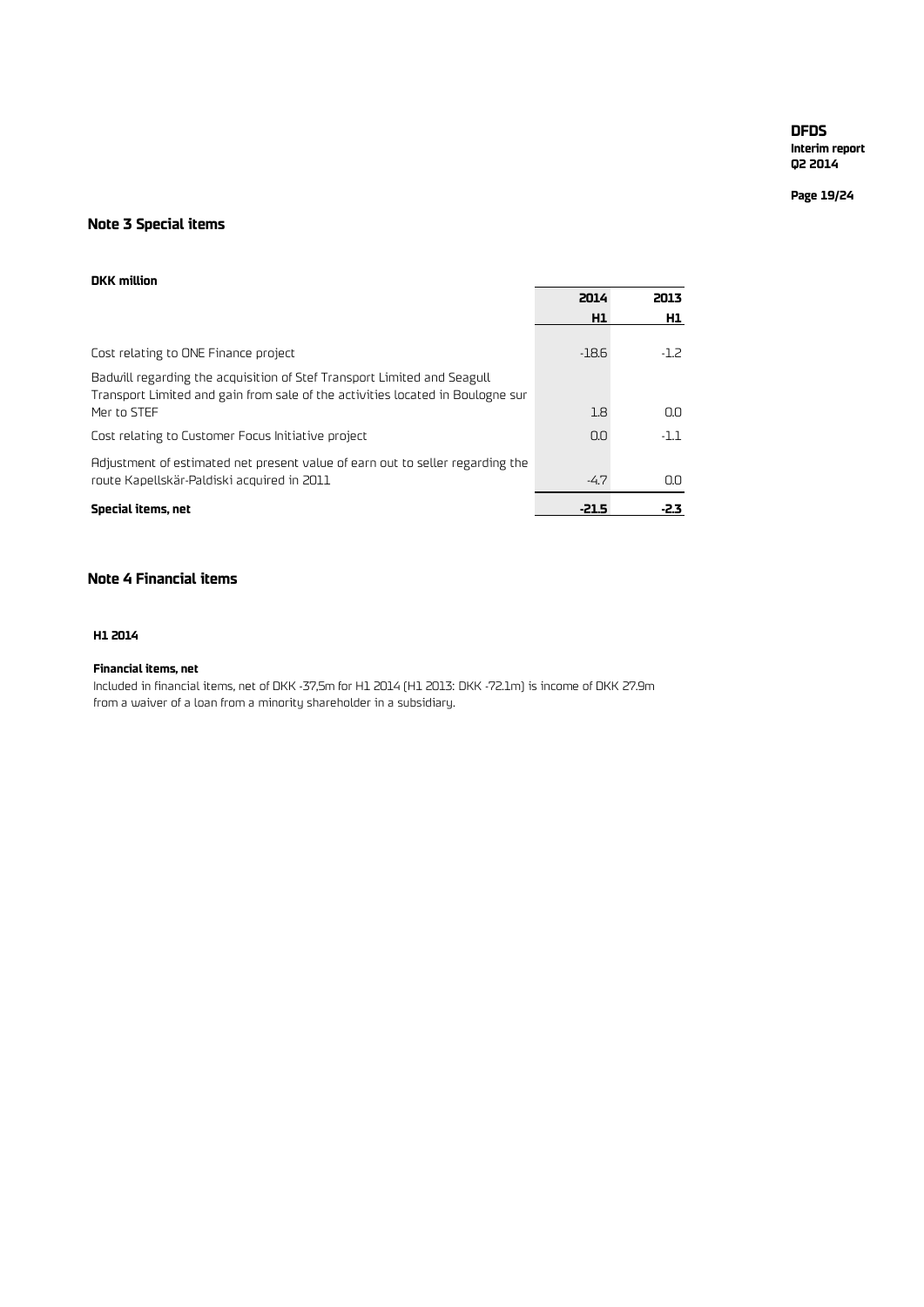## Note 3 Special items

| DKK million | 2014 H1 | 2013 H1 |
|---|---|---|
| Cost relating to ONE Finance project | -18.6 | -1.2 |
| Badwill regarding the acquisition of Stef Transport Limited and Seagull Transport Limited and gain from sale of the activities located in Boulogne sur Mer to STEF | 1.8 | 0.0 |
| Cost relating to Customer Focus Initiative project | 0.0 | -1.1 |
| Adjustment of estimated net present value of earn out to seller regarding the route Kapellskär-Paldiski acquired in 2011 | -4.7 | 0.0 |
| **Special items, net** | **-21.5** | **-2.3** |

## Note 4 Financial items

**H1 2014**

**Financial items, net**

Included in financial items, net of DKK -37,5m for H1 2014 (H1 2013: DKK -72.1m) is income of DKK 27.9m from a waiver of a loan from a minority shareholder in a subsidiary.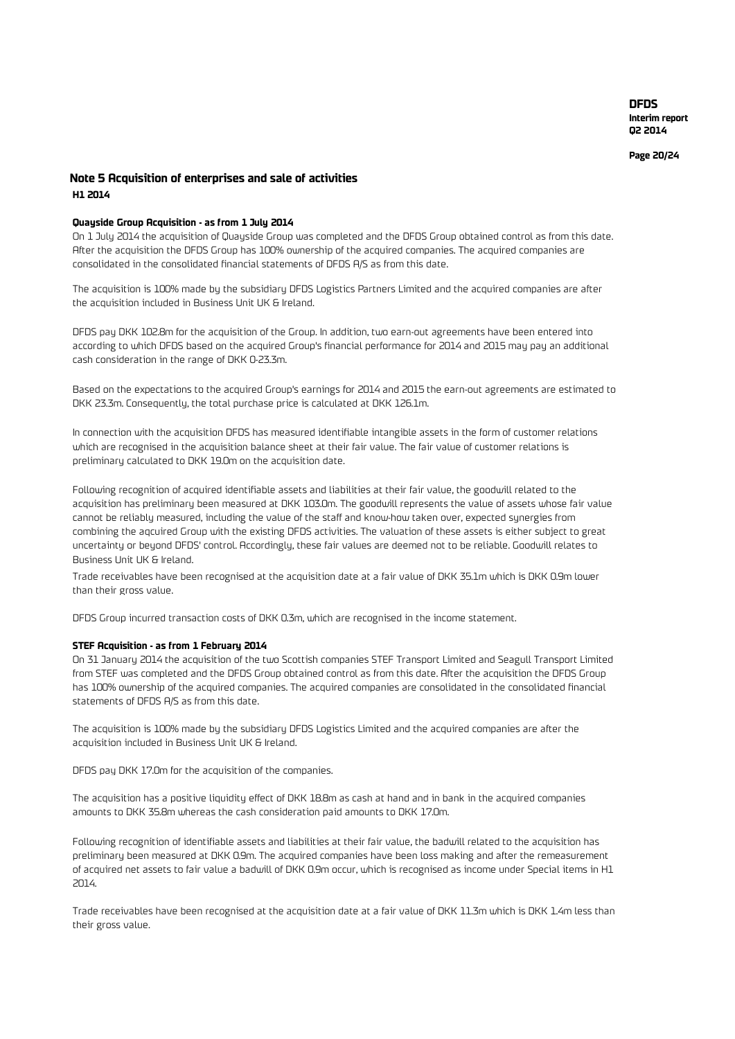## Note 5 Acquisition of enterprises and sale of activities

### H1 2014

**Quayside Group Acquisition - as from 1 July 2014**

On 1 July 2014 the acquisition of Quayside Group was completed and the DFDS Group obtained control as from this date. After the acquisition the DFDS Group has 100% ownership of the acquired companies. The acquired companies are consolidated in the consolidated financial statements of DFDS A/S as from this date.

The acquisition is 100% made by the subsidiary DFDS Logistics Partners Limited and the acquired companies are after the acquisition included in Business Unit UK & Ireland.

DFDS pay DKK 102.8m for the acquisition of the Group. In addition, two earn-out agreements have been entered into according to which DFDS based on the acquired Group's financial performance for 2014 and 2015 may pay an additional cash consideration in the range of DKK 0-23.3m.

Based on the expectations to the acquired Group's earnings for 2014 and 2015 the earn-out agreements are estimated to DKK 23.3m. Consequently, the total purchase price is calculated at DKK 126.1m.

In connection with the acquisition DFDS has measured identifiable intangible assets in the form of customer relations which are recognised in the acquisition balance sheet at their fair value. The fair value of customer relations is preliminary calculated to DKK 19.0m on the acquisition date.

Following recognition of acquired identifiable assets and liabilities at their fair value, the goodwill related to the acquisition has preliminary been measured at DKK 103.0m. The goodwill represents the value of assets whose fair value cannot be reliably measured, including the value of the staff and know-how taken over, expected synergies from combining the aqcuired Group with the existing DFDS activities. The valuation of these assets is either subject to great uncertainty or beyond DFDS' control. Accordingly, these fair values are deemed not to be reliable. Goodwill relates to Business Unit UK & Ireland.

Trade receivables have been recognised at the acquisition date at a fair value of DKK 35.1m which is DKK 0.9m lower than their gross value.

DFDS Group incurred transaction costs of DKK 0.3m, which are recognised in the income statement.

**STEF Acquisition - as from 1 February 2014**

On 31 January 2014 the acquisition of the two Scottish companies STEF Transport Limited and Seagull Transport Limited from STEF was completed and the DFDS Group obtained control as from this date. After the acquisition the DFDS Group has 100% ownership of the acquired companies. The acquired companies are consolidated in the consolidated financial statements of DFDS A/S as from this date.

The acquisition is 100% made by the subsidiary DFDS Logistics Limited and the acquired companies are after the acquisition included in Business Unit UK & Ireland.

DFDS pay DKK 17.0m for the acquisition of the companies.

The acquisition has a positive liquidity effect of DKK 18.8m as cash at hand and in bank in the acquired companies amounts to DKK 35.8m whereas the cash consideration paid amounts to DKK 17.0m.

Following recognition of identifiable assets and liabilities at their fair value, the badwill related to the acquisition has preliminary been measured at DKK 0.9m. The acquired companies have been loss making and after the remeasurement of acquired net assets to fair value a badwill of DKK 0.9m occur, which is recognised as income under Special items in H1 2014.

Trade receivables have been recognised at the acquisition date at a fair value of DKK 11.3m which is DKK 1.4m less than their gross value.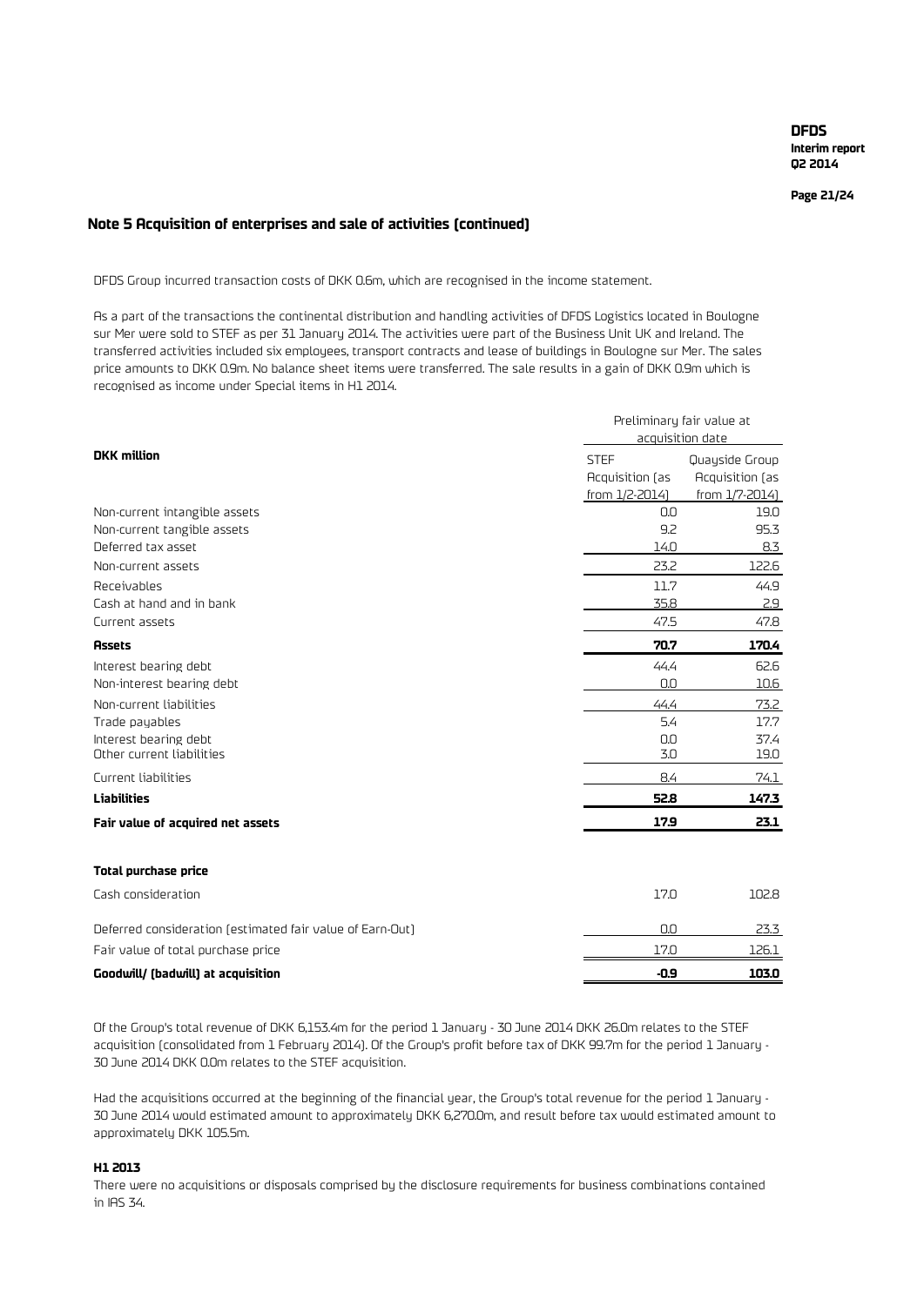## Note 5 Acquisition of enterprises and sale of activities (continued)

DFDS Group incurred transaction costs of DKK 0.6m, which are recognised in the income statement.

As a part of the transactions the continental distribution and handling activities of DFDS Logistics located in Boulogne sur Mer were sold to STEF as per 31 January 2014. The activities were part of the Business Unit UK and Ireland. The transferred activities included six employees, transport contracts and lease of buildings in Boulogne sur Mer. The sales price amounts to DKK 0.9m. No balance sheet items were transferred. The sale results in a gain of DKK 0.9m which is recognised as income under Special items in H1 2014.

| DKK million | Preliminary fair value at acquisition date | |
|---|---|---|
| | STEF Acquisition (as from 1/2-2014) | Quayside Group Acquisition (as from 1/7-2014) |
| Non-current intangible assets | 0.0 | 19.0 |
| Non-current tangible assets | 9.2 | 95.3 |
| Deferred tax asset | 14.0 | 8.3 |
| Non-current assets | 23.2 | 122.6 |
| Receivables | 11.7 | 44.9 |
| Cash at hand and in bank | 35.8 | 2.9 |
| Current assets | 47.5 | 47.8 |
| **Assets** | **70.7** | **170.4** |
| Interest bearing debt | 44.4 | 62.6 |
| Non-interest bearing debt | 0.0 | 10.6 |
| Non-current liabilities | 44.4 | 73.2 |
| Trade payables | 5.4 | 17.7 |
| Interest bearing debt | 0.0 | 37.4 |
| Other current liabilities | 3.0 | 19.0 |
| Current liabilities | 8.4 | 74.1 |
| **Liabilities** | **52.8** | **147.3** |
| **Fair value of acquired net assets** | **17.9** | **23.1** |
| | | |
| **Total purchase price** | | |
| Cash consideration | 17.0 | 102.8 |
| Deferred consideration (estimated fair value of Earn-Out) | 0.0 | 23.3 |
| Fair value of total purchase price | 17.0 | 126.1 |
| **Goodwill/ (badwill) at acquisition** | **-0.9** | **103.0** |

Of the Group's total revenue of DKK 6,153.4m for the period 1 January - 30 June 2014 DKK 26.0m relates to the STEF acquisition (consolidated from 1 February 2014). Of the Group's profit before tax of DKK 99.7m for the period 1 January - 30 June 2014 DKK 0.0m relates to the STEF acquisition.

Had the acquisitions occurred at the beginning of the financial year, the Group's total revenue for the period 1 January - 30 June 2014 would estimated amount to approximately DKK 6,270.0m, and result before tax would estimated amount to approximately DKK 105.5m.

**H1 2013**

There were no acquisitions or disposals comprised by the disclosure requirements for business combinations contained in IAS 34.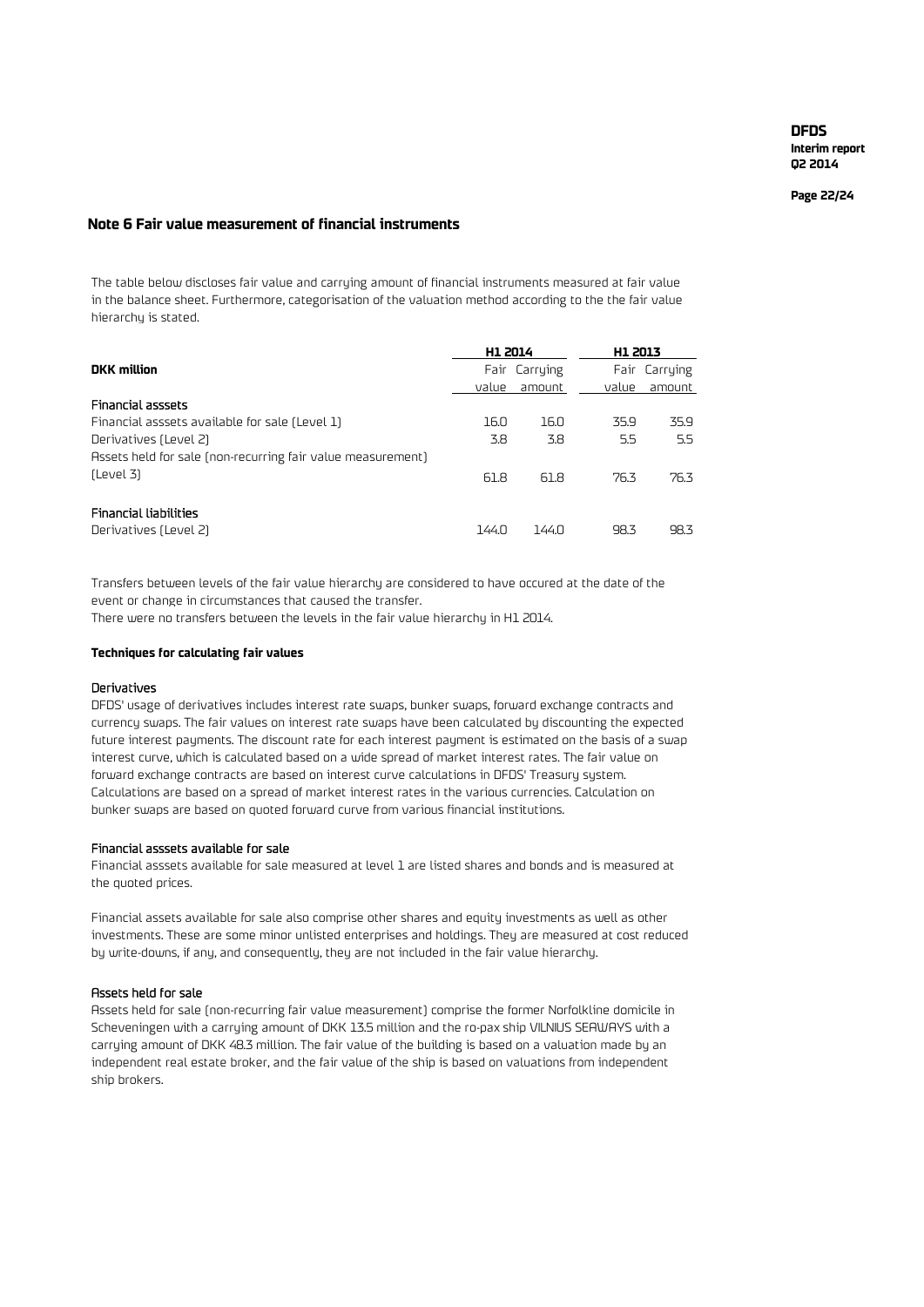## Note 6 Fair value measurement of financial instruments

The table below discloses fair value and carrying amount of financial instruments measured at fair value in the balance sheet. Furthermore, categorisation of the valuation method according to the the fair value hierarchy is stated.

| DKK million | H1 2014 | | H1 2013 | |
|---|---|---|---|---|
| | Fair value | Carrying amount | Fair value | Carrying amount |
| **Financial asssets** | | | | |
| Financial asssets available for sale (Level 1) | 16.0 | 16.0 | 35.9 | 35.9 |
| Derivatives (Level 2) | 3.8 | 3.8 | 5.5 | 5.5 |
| Assets held for sale (non-recurring fair value measurement) (Level 3) | 61.8 | 61.8 | 76.3 | 76.3 |
| **Financial liabilities** | | | | |
| Derivatives (Level 2) | 144.0 | 144.0 | 98.3 | 98.3 |

Transfers between levels of the fair value hierarchy are considered to have occured at the date of the event or change in circumstances that caused the transfer.
There were no transfers between the levels in the fair value hierarchy in H1 2014.

**Techniques for calculating fair values**

Derivatives
DFDS' usage of derivatives includes interest rate swaps, bunker swaps, forward exchange contracts and currency swaps. The fair values on interest rate swaps have been calculated by discounting the expected future interest payments. The discount rate for each interest payment is estimated on the basis of a swap interest curve, which is calculated based on a wide spread of market interest rates. The fair value on forward exchange contracts are based on interest curve calculations in DFDS' Treasury system. Calculations are based on a spread of market interest rates in the various currencies. Calculation on bunker swaps are based on quoted forward curve from various financial institutions.

Financial asssets available for sale
Financial asssets available for sale measured at level 1 are listed shares and bonds and is measured at the quoted prices.

Financial assets available for sale also comprise other shares and equity investments as well as other investments. These are some minor unlisted enterprises and holdings. They are measured at cost reduced by write-downs, if any, and consequently, they are not included in the fair value hierarchy.

Assets held for sale
Assets held for sale (non-recurring fair value measurement) comprise the former Norfolkline domicile in Scheveningen with a carrying amount of DKK 13.5 million and the ro-pax ship VILNIUS SEAWAYS with a carrying amount of DKK 48.3 million. The fair value of the building is based on a valuation made by an independent real estate broker, and the fair value of the ship is based on valuations from independent ship brokers.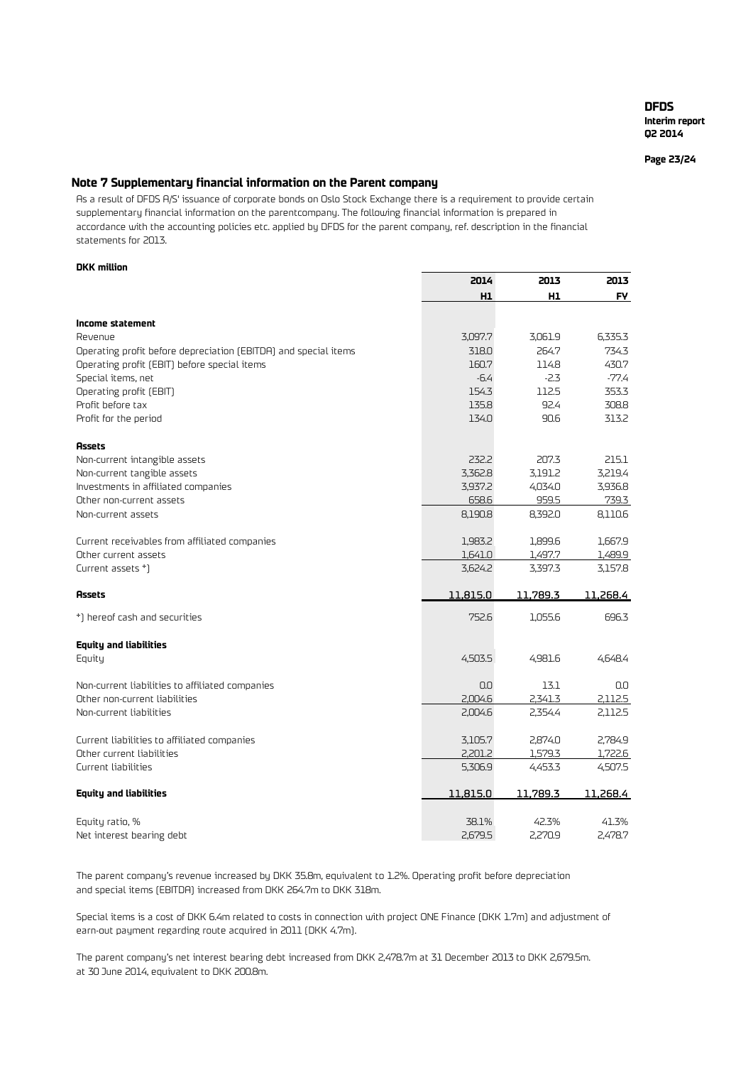## Note 7 Supplementary financial information on the Parent company

As a result of DFDS A/S' issuance of corporate bonds on Oslo Stock Exchange there is a requirement to provide certain supplementary financial information on the parentcompany. The following financial information is prepared in accordance with the accounting policies etc. applied by DFDS for the parent company, ref. description in the financial statements for 2013.

**DKK million**

| | 2014 | 2013 | 2013 |
|---|---|---|---|
| | H1 | H1 | FY |
| **Income statement** | | | |
| Revenue | 3,097.7 | 3,061.9 | 6,335.3 |
| Operating profit before depreciation (EBITDA) and special items | 318.0 | 264.7 | 734.3 |
| Operating profit (EBIT) before special items | 160.7 | 114.8 | 430.7 |
| Special items, net | -6.4 | -2.3 | -77.4 |
| Operating profit (EBIT) | 154.3 | 112.5 | 353.3 |
| Profit before tax | 135.8 | 92.4 | 308.8 |
| Profit for the period | 134.0 | 90.6 | 313.2 |
| **Assets** | | | |
| Non-current intangible assets | 232.2 | 207.3 | 215.1 |
| Non-current tangible assets | 3,362.8 | 3,191.2 | 3,219.4 |
| Investments in affiliated companies | 3,937.2 | 4,034.0 | 3,936.8 |
| Other non-current assets | 658.6 | 959.5 | 739.3 |
| Non-current assets | 8,190.8 | 8,392.0 | 8,110.6 |
| Current receivables from affiliated companies | 1,983.2 | 1,899.6 | 1,667.9 |
| Other current assets | 1,641.0 | 1,497.7 | 1,489.9 |
| Current assets *) | 3,624.2 | 3,397.3 | 3,157.8 |
| **Assets** | **11,815.0** | **11,789.3** | **11,268.4** |
| *) hereof cash and securities | 752.6 | 1,055.6 | 696.3 |
| **Equity and liabilities** | | | |
| Equity | 4,503.5 | 4,981.6 | 4,648.4 |
| Non-current liabilities to affiliated companies | 0.0 | 13.1 | 0.0 |
| Other non-current liabilities | 2,004.6 | 2,341.3 | 2,112.5 |
| Non-current liabilities | 2,004.6 | 2,354.4 | 2,112.5 |
| Current liabilities to affiliated companies | 3,105.7 | 2,874.0 | 2,784.9 |
| Other current liabilities | 2,201.2 | 1,579.3 | 1,722.6 |
| Current liabilities | 5,306.9 | 4,453.3 | 4,507.5 |
| **Equity and liabilities** | **11,815.0** | **11,789.3** | **11,268.4** |
| Equity ratio, % | 38.1% | 42.3% | 41.3% |
| Net interest bearing debt | 2,679.5 | 2,270.9 | 2,478.7 |

The parent company's revenue increased by DKK 35.8m, equivalent to 1.2%. Operating profit before depreciation and special items (EBITDA) increased from DKK 264.7m to DKK 318m.

Special items is a cost of DKK 6.4m related to costs in connection with project ONE Finance (DKK 1.7m) and adjustment of earn-out payment regarding route acquired in 2011 (DKK 4.7m).

The parent company's net interest bearing debt increased from DKK 2,478.7m at 31 December 2013 to DKK 2,679.5m. at 30 June 2014, equivalent to DKK 200.8m.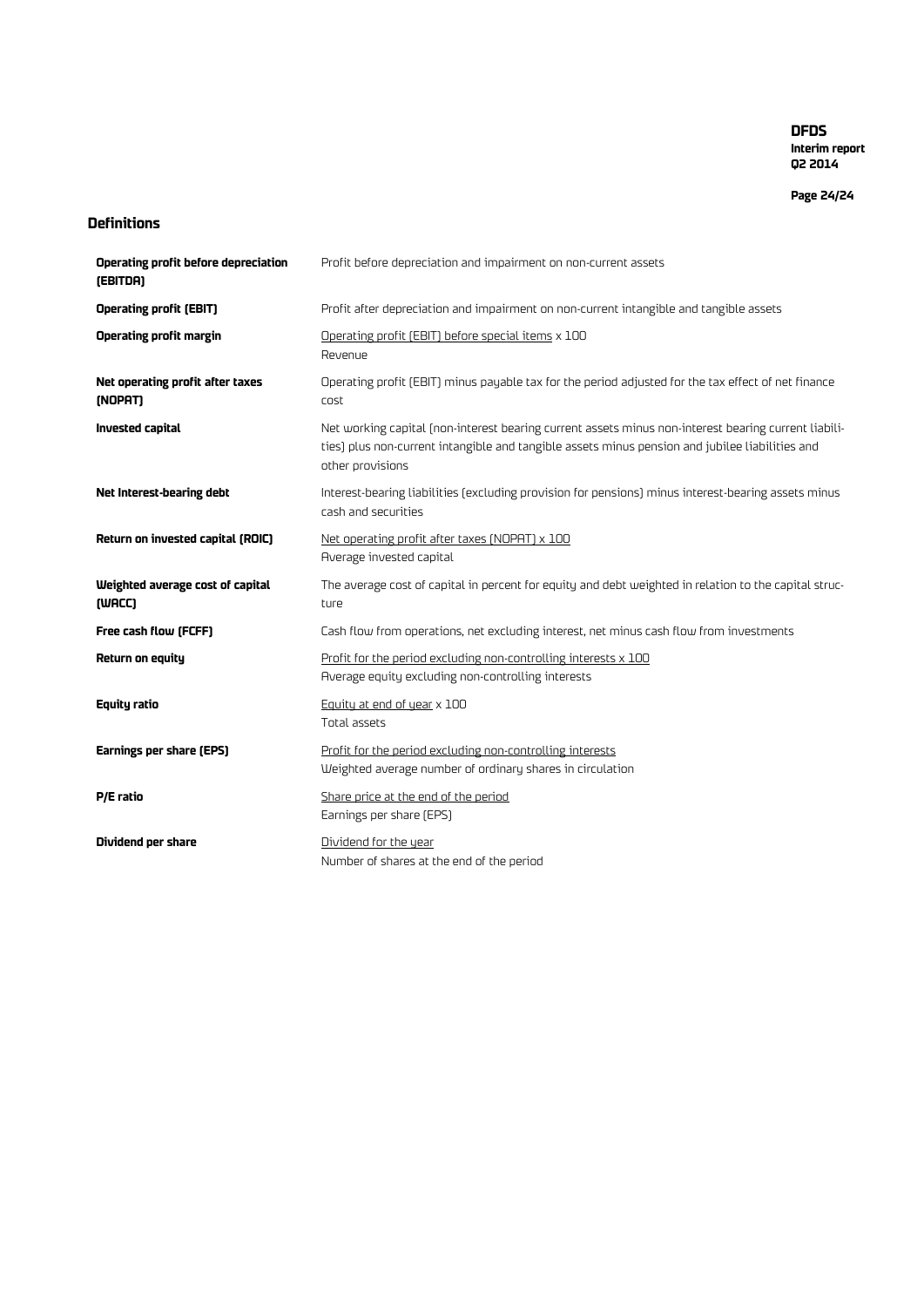## Definitions

| | |
|---|---|
| **Operating profit before depreciation (EBITDA)** | Profit before depreciation and impairment on non-current assets |
| **Operating profit (EBIT)** | Profit after depreciation and impairment on non-current intangible and tangible assets |
| **Operating profit margin** | $\frac{\text{Operating profit (EBIT) before special items} \times 100}{\text{Revenue}}$ |
| **Net operating profit after taxes (NOPAT)** | Operating profit (EBIT) minus payable tax for the period adjusted for the tax effect of net finance cost |
| **Invested capital** | Net working capital (non-interest bearing current assets minus non-interest bearing current liabilities) plus non-current intangible and tangible assets minus pension and jubilee liabilities and other provisions |
| **Net Interest-bearing debt** | Interest-bearing liabilities (excluding provision for pensions) minus interest-bearing assets minus cash and securities |
| **Return on invested capital (ROIC)** | $\frac{\text{Net operating profit after taxes (NOPAT)} \times 100}{\text{Average invested capital}}$ |
| **Weighted average cost of capital (WACC)** | The average cost of capital in percent for equity and debt weighted in relation to the capital structure |
| **Free cash flow (FCFF)** | Cash flow from operations, net excluding interest, net minus cash flow from investments |
| **Return on equity** | $\frac{\text{Profit for the period excluding non-controlling interests} \times 100}{\text{Average equity excluding non-controlling interests}}$ |
| **Equity ratio** | $\frac{\text{Equity at end of year} \times 100}{\text{Total assets}}$ |
| **Earnings per share (EPS)** | $\frac{\text{Profit for the period excluding non-controlling interests}}{\text{Weighted average number of ordinary shares in circulation}}$ |
| **P/E ratio** | $\frac{\text{Share price at the end of the period}}{\text{Earnings per share (EPS)}}$ |
| **Dividend per share** | $\frac{\text{Dividend for the year}}{\text{Number of shares at the end of the period}}$ |